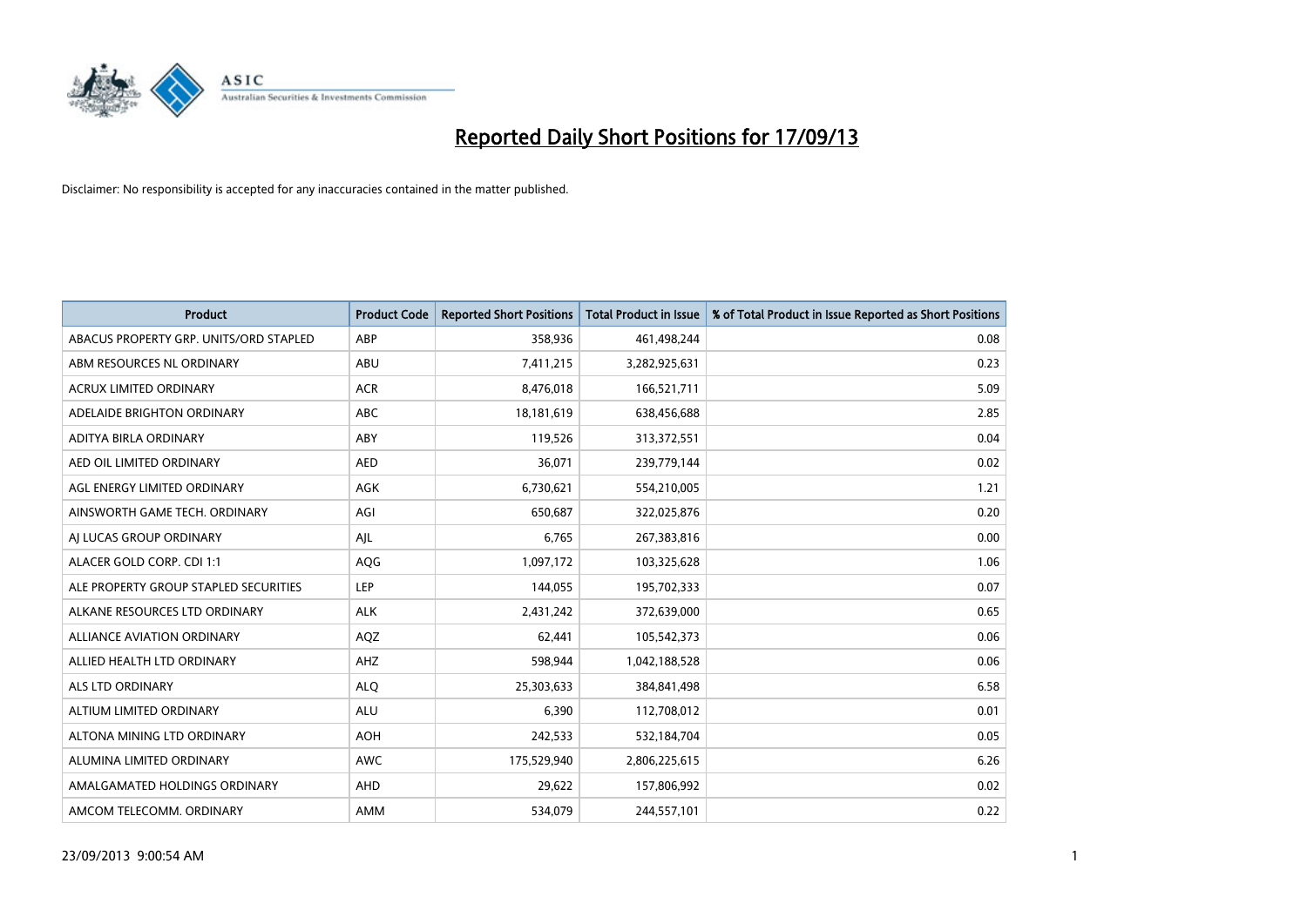# Reported Daily Short Positions for 17/09/13

Disclaimer: No responsibility is accepted for any inaccuracies contained in the matter published.

| Product | Product Code | Reported Short Positions | Total Product in Issue | % of Total Product in Issue Reported as Short Positions |
|---|---|---|---|---|
| ABACUS PROPERTY GRP. UNITS/ORD STAPLED | ABP | 358,936 | 461,498,244 | 0.08 |
| ABM RESOURCES NL ORDINARY | ABU | 7,411,215 | 3,282,925,631 | 0.23 |
| ACRUX LIMITED ORDINARY | ACR | 8,476,018 | 166,521,711 | 5.09 |
| ADELAIDE BRIGHTON ORDINARY | ABC | 18,181,619 | 638,456,688 | 2.85 |
| ADITYA BIRLA ORDINARY | ABY | 119,526 | 313,372,551 | 0.04 |
| AED OIL LIMITED ORDINARY | AED | 36,071 | 239,779,144 | 0.02 |
| AGL ENERGY LIMITED ORDINARY | AGK | 6,730,621 | 554,210,005 | 1.21 |
| AINSWORTH GAME TECH. ORDINARY | AGI | 650,687 | 322,025,876 | 0.20 |
| AJ LUCAS GROUP ORDINARY | AJL | 6,765 | 267,383,816 | 0.00 |
| ALACER GOLD CORP. CDI 1:1 | AQG | 1,097,172 | 103,325,628 | 1.06 |
| ALE PROPERTY GROUP STAPLED SECURITIES | LEP | 144,055 | 195,702,333 | 0.07 |
| ALKANE RESOURCES LTD ORDINARY | ALK | 2,431,242 | 372,639,000 | 0.65 |
| ALLIANCE AVIATION ORDINARY | AQZ | 62,441 | 105,542,373 | 0.06 |
| ALLIED HEALTH LTD ORDINARY | AHZ | 598,944 | 1,042,188,528 | 0.06 |
| ALS LTD ORDINARY | ALQ | 25,303,633 | 384,841,498 | 6.58 |
| ALTIUM LIMITED ORDINARY | ALU | 6,390 | 112,708,012 | 0.01 |
| ALTONA MINING LTD ORDINARY | AOH | 242,533 | 532,184,704 | 0.05 |
| ALUMINA LIMITED ORDINARY | AWC | 175,529,940 | 2,806,225,615 | 6.26 |
| AMALGAMATED HOLDINGS ORDINARY | AHD | 29,622 | 157,806,992 | 0.02 |
| AMCOM TELECOMM. ORDINARY | AMM | 534,079 | 244,557,101 | 0.22 |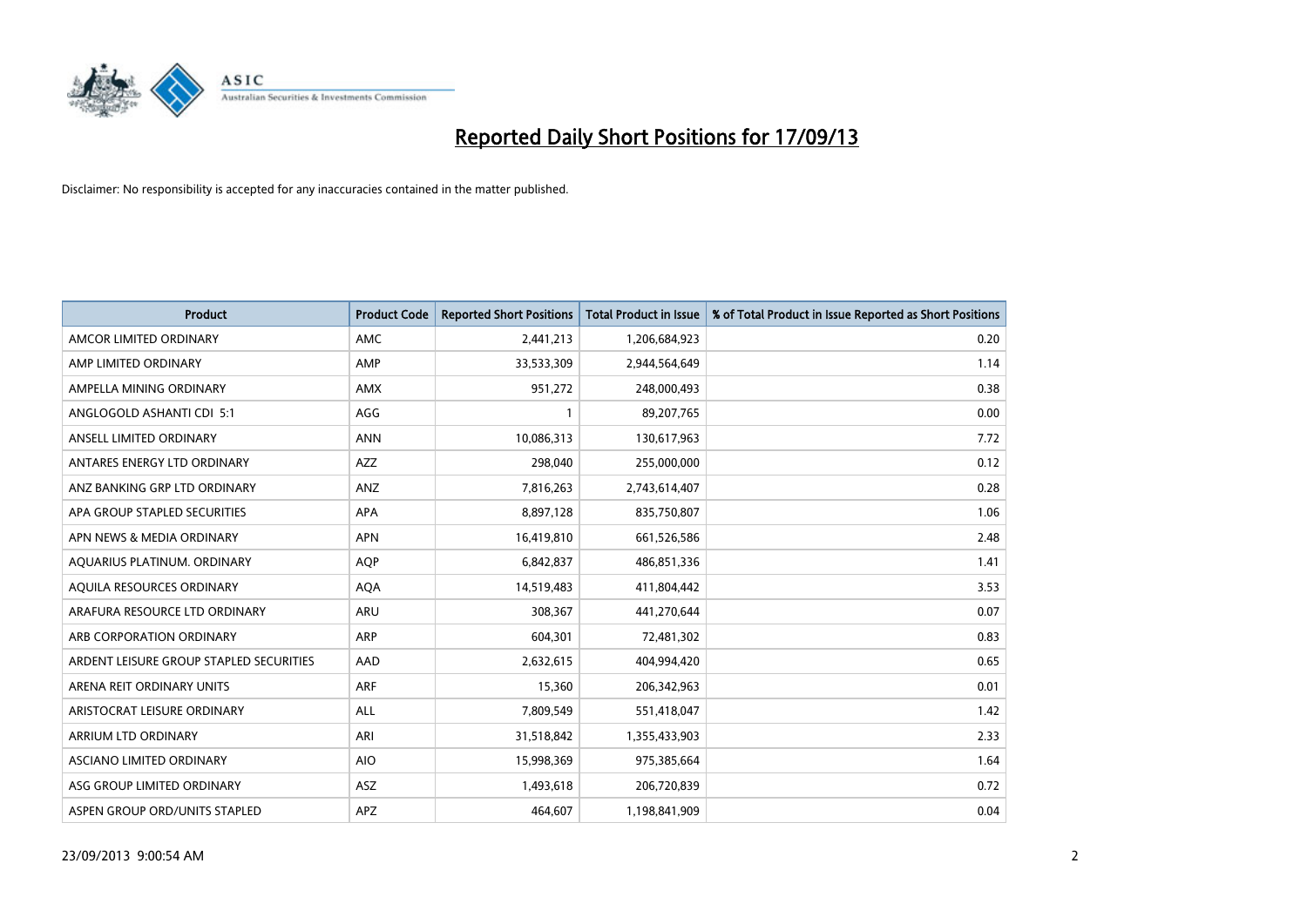# Reported Daily Short Positions for 17/09/13

Disclaimer: No responsibility is accepted for any inaccuracies contained in the matter published.

| Product | Product Code | Reported Short Positions | Total Product in Issue | % of Total Product in Issue Reported as Short Positions |
|---|---|---|---|---|
| AMCOR LIMITED ORDINARY | AMC | 2,441,213 | 1,206,684,923 | 0.20 |
| AMP LIMITED ORDINARY | AMP | 33,533,309 | 2,944,564,649 | 1.14 |
| AMPELLA MINING ORDINARY | AMX | 951,272 | 248,000,493 | 0.38 |
| ANGLOGOLD ASHANTI CDI 5:1 | AGG | 1 | 89,207,765 | 0.00 |
| ANSELL LIMITED ORDINARY | ANN | 10,086,313 | 130,617,963 | 7.72 |
| ANTARES ENERGY LTD ORDINARY | AZZ | 298,040 | 255,000,000 | 0.12 |
| ANZ BANKING GRP LTD ORDINARY | ANZ | 7,816,263 | 2,743,614,407 | 0.28 |
| APA GROUP STAPLED SECURITIES | APA | 8,897,128 | 835,750,807 | 1.06 |
| APN NEWS & MEDIA ORDINARY | APN | 16,419,810 | 661,526,586 | 2.48 |
| AQUARIUS PLATINUM. ORDINARY | AQP | 6,842,837 | 486,851,336 | 1.41 |
| AQUILA RESOURCES ORDINARY | AQA | 14,519,483 | 411,804,442 | 3.53 |
| ARAFURA RESOURCE LTD ORDINARY | ARU | 308,367 | 441,270,644 | 0.07 |
| ARB CORPORATION ORDINARY | ARP | 604,301 | 72,481,302 | 0.83 |
| ARDENT LEISURE GROUP STAPLED SECURITIES | AAD | 2,632,615 | 404,994,420 | 0.65 |
| ARENA REIT ORDINARY UNITS | ARF | 15,360 | 206,342,963 | 0.01 |
| ARISTOCRAT LEISURE ORDINARY | ALL | 7,809,549 | 551,418,047 | 1.42 |
| ARRIUM LTD ORDINARY | ARI | 31,518,842 | 1,355,433,903 | 2.33 |
| ASCIANO LIMITED ORDINARY | AIO | 15,998,369 | 975,385,664 | 1.64 |
| ASG GROUP LIMITED ORDINARY | ASZ | 1,493,618 | 206,720,839 | 0.72 |
| ASPEN GROUP ORD/UNITS STAPLED | APZ | 464,607 | 1,198,841,909 | 0.04 |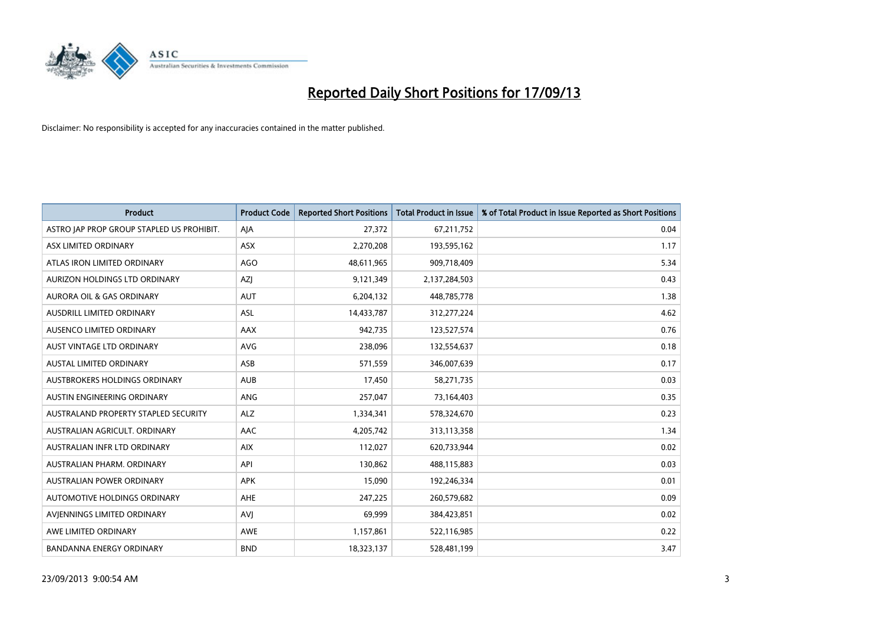# Reported Daily Short Positions for 17/09/13

Disclaimer: No responsibility is accepted for any inaccuracies contained in the matter published.

| Product | Product Code | Reported Short Positions | Total Product in Issue | % of Total Product in Issue Reported as Short Positions |
|---|---|---|---|---|
| ASTRO JAP PROP GROUP STAPLED US PROHIBIT. | AJA | 27,372 | 67,211,752 | 0.04 |
| ASX LIMITED ORDINARY | ASX | 2,270,208 | 193,595,162 | 1.17 |
| ATLAS IRON LIMITED ORDINARY | AGO | 48,611,965 | 909,718,409 | 5.34 |
| AURIZON HOLDINGS LTD ORDINARY | AZJ | 9,121,349 | 2,137,284,503 | 0.43 |
| AURORA OIL & GAS ORDINARY | AUT | 6,204,132 | 448,785,778 | 1.38 |
| AUSDRILL LIMITED ORDINARY | ASL | 14,433,787 | 312,277,224 | 4.62 |
| AUSENCO LIMITED ORDINARY | AAX | 942,735 | 123,527,574 | 0.76 |
| AUST VINTAGE LTD ORDINARY | AVG | 238,096 | 132,554,637 | 0.18 |
| AUSTAL LIMITED ORDINARY | ASB | 571,559 | 346,007,639 | 0.17 |
| AUSTBROKERS HOLDINGS ORDINARY | AUB | 17,450 | 58,271,735 | 0.03 |
| AUSTIN ENGINEERING ORDINARY | ANG | 257,047 | 73,164,403 | 0.35 |
| AUSTRALAND PROPERTY STAPLED SECURITY | ALZ | 1,334,341 | 578,324,670 | 0.23 |
| AUSTRALIAN AGRICULT. ORDINARY | AAC | 4,205,742 | 313,113,358 | 1.34 |
| AUSTRALIAN INFR LTD ORDINARY | AIX | 112,027 | 620,733,944 | 0.02 |
| AUSTRALIAN PHARM. ORDINARY | API | 130,862 | 488,115,883 | 0.03 |
| AUSTRALIAN POWER ORDINARY | APK | 15,090 | 192,246,334 | 0.01 |
| AUTOMOTIVE HOLDINGS ORDINARY | AHE | 247,225 | 260,579,682 | 0.09 |
| AVJENNINGS LIMITED ORDINARY | AVJ | 69,999 | 384,423,851 | 0.02 |
| AWE LIMITED ORDINARY | AWE | 1,157,861 | 522,116,985 | 0.22 |
| BANDANNA ENERGY ORDINARY | BND | 18,323,137 | 528,481,199 | 3.47 |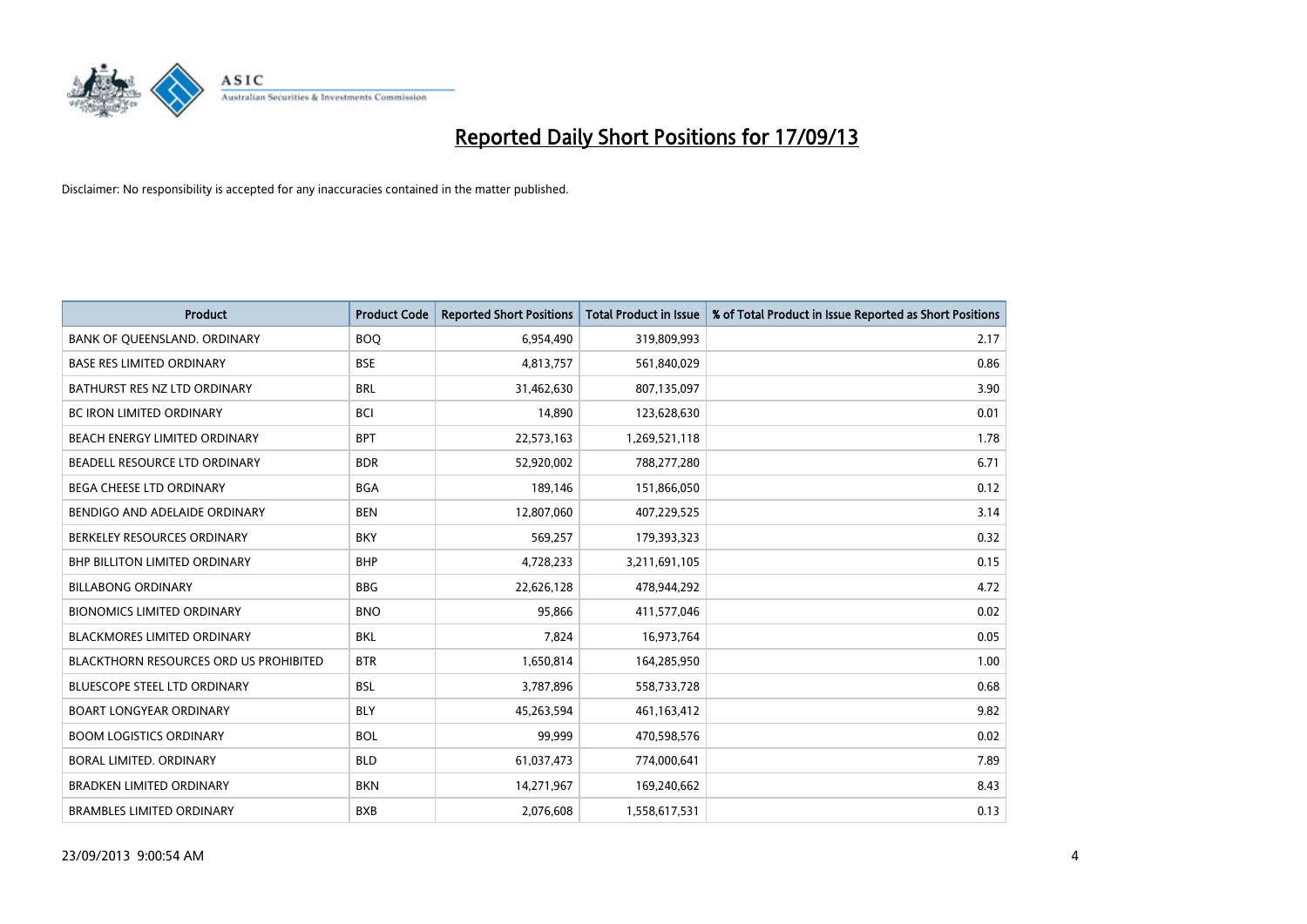# Reported Daily Short Positions for 17/09/13

Disclaimer: No responsibility is accepted for any inaccuracies contained in the matter published.

| Product | Product Code | Reported Short Positions | Total Product in Issue | % of Total Product in Issue Reported as Short Positions |
|---|---|---|---|---|
| BANK OF QUEENSLAND. ORDINARY | BOQ | 6,954,490 | 319,809,993 | 2.17 |
| BASE RES LIMITED ORDINARY | BSE | 4,813,757 | 561,840,029 | 0.86 |
| BATHURST RES NZ LTD ORDINARY | BRL | 31,462,630 | 807,135,097 | 3.90 |
| BC IRON LIMITED ORDINARY | BCI | 14,890 | 123,628,630 | 0.01 |
| BEACH ENERGY LIMITED ORDINARY | BPT | 22,573,163 | 1,269,521,118 | 1.78 |
| BEADELL RESOURCE LTD ORDINARY | BDR | 52,920,002 | 788,277,280 | 6.71 |
| BEGA CHEESE LTD ORDINARY | BGA | 189,146 | 151,866,050 | 0.12 |
| BENDIGO AND ADELAIDE ORDINARY | BEN | 12,807,060 | 407,229,525 | 3.14 |
| BERKELEY RESOURCES ORDINARY | BKY | 569,257 | 179,393,323 | 0.32 |
| BHP BILLITON LIMITED ORDINARY | BHP | 4,728,233 | 3,211,691,105 | 0.15 |
| BILLABONG ORDINARY | BBG | 22,626,128 | 478,944,292 | 4.72 |
| BIONOMICS LIMITED ORDINARY | BNO | 95,866 | 411,577,046 | 0.02 |
| BLACKMORES LIMITED ORDINARY | BKL | 7,824 | 16,973,764 | 0.05 |
| BLACKTHORN RESOURCES ORD US PROHIBITED | BTR | 1,650,814 | 164,285,950 | 1.00 |
| BLUESCOPE STEEL LTD ORDINARY | BSL | 3,787,896 | 558,733,728 | 0.68 |
| BOART LONGYEAR ORDINARY | BLY | 45,263,594 | 461,163,412 | 9.82 |
| BOOM LOGISTICS ORDINARY | BOL | 99,999 | 470,598,576 | 0.02 |
| BORAL LIMITED. ORDINARY | BLD | 61,037,473 | 774,000,641 | 7.89 |
| BRADKEN LIMITED ORDINARY | BKN | 14,271,967 | 169,240,662 | 8.43 |
| BRAMBLES LIMITED ORDINARY | BXB | 2,076,608 | 1,558,617,531 | 0.13 |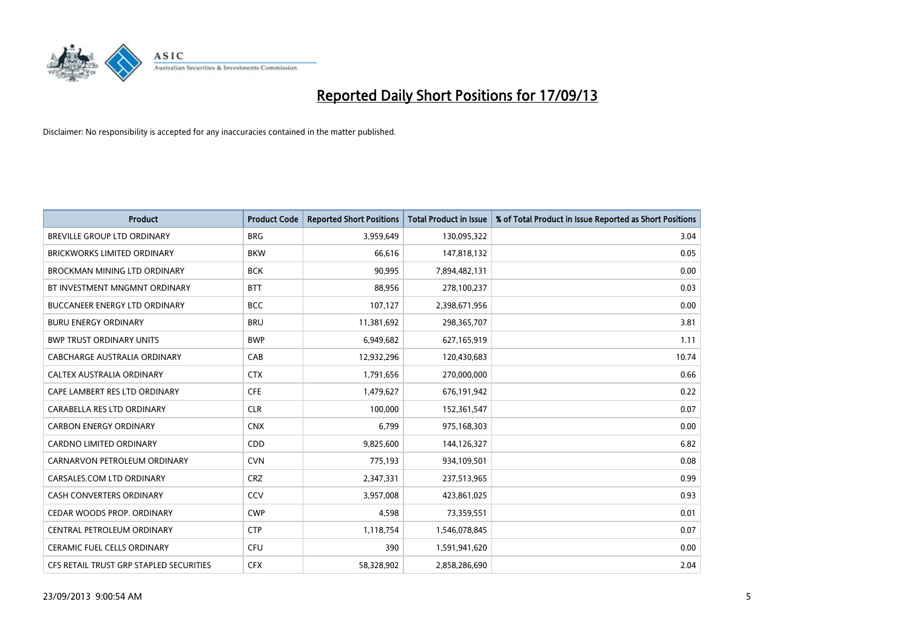# Reported Daily Short Positions for 17/09/13

Disclaimer: No responsibility is accepted for any inaccuracies contained in the matter published.

| Product | Product Code | Reported Short Positions | Total Product in Issue | % of Total Product in Issue Reported as Short Positions |
|---|---|---|---|---|
| BREVILLE GROUP LTD ORDINARY | BRG | 3,959,649 | 130,095,322 | 3.04 |
| BRICKWORKS LIMITED ORDINARY | BKW | 66,616 | 147,818,132 | 0.05 |
| BROCKMAN MINING LTD ORDINARY | BCK | 90,995 | 7,894,482,131 | 0.00 |
| BT INVESTMENT MNGMNT ORDINARY | BTT | 88,956 | 278,100,237 | 0.03 |
| BUCCANEER ENERGY LTD ORDINARY | BCC | 107,127 | 2,398,671,956 | 0.00 |
| BURU ENERGY ORDINARY | BRU | 11,381,692 | 298,365,707 | 3.81 |
| BWP TRUST ORDINARY UNITS | BWP | 6,949,682 | 627,165,919 | 1.11 |
| CABCHARGE AUSTRALIA ORDINARY | CAB | 12,932,296 | 120,430,683 | 10.74 |
| CALTEX AUSTRALIA ORDINARY | CTX | 1,791,656 | 270,000,000 | 0.66 |
| CAPE LAMBERT RES LTD ORDINARY | CFE | 1,479,627 | 676,191,942 | 0.22 |
| CARABELLA RES LTD ORDINARY | CLR | 100,000 | 152,361,547 | 0.07 |
| CARBON ENERGY ORDINARY | CNX | 6,799 | 975,168,303 | 0.00 |
| CARDNO LIMITED ORDINARY | CDD | 9,825,600 | 144,126,327 | 6.82 |
| CARNARVON PETROLEUM ORDINARY | CVN | 775,193 | 934,109,501 | 0.08 |
| CARSALES.COM LTD ORDINARY | CRZ | 2,347,331 | 237,513,965 | 0.99 |
| CASH CONVERTERS ORDINARY | CCV | 3,957,008 | 423,861,025 | 0.93 |
| CEDAR WOODS PROP. ORDINARY | CWP | 4,598 | 73,359,551 | 0.01 |
| CENTRAL PETROLEUM ORDINARY | CTP | 1,118,754 | 1,546,078,845 | 0.07 |
| CERAMIC FUEL CELLS ORDINARY | CFU | 390 | 1,591,941,620 | 0.00 |
| CFS RETAIL TRUST GRP STAPLED SECURITIES | CFX | 58,328,902 | 2,858,286,690 | 2.04 |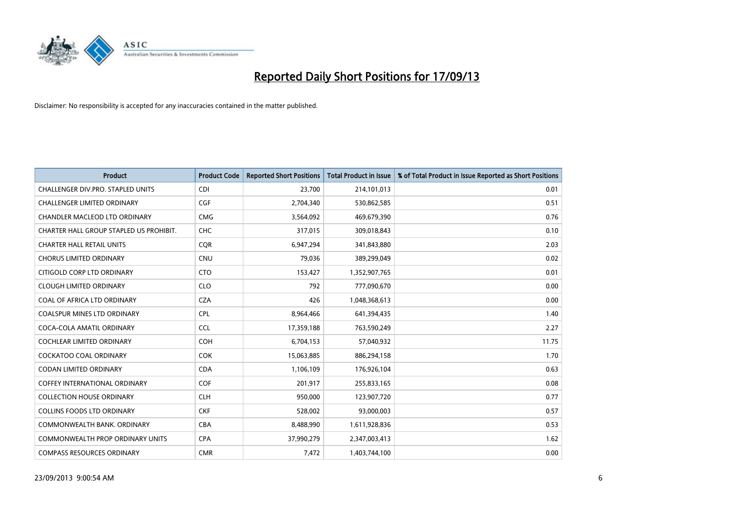# Reported Daily Short Positions for 17/09/13

Disclaimer: No responsibility is accepted for any inaccuracies contained in the matter published.

| Product | Product Code | Reported Short Positions | Total Product in Issue | % of Total Product in Issue Reported as Short Positions |
|---|---|---|---|---|
| CHALLENGER DIV.PRO. STAPLED UNITS | CDI | 23,700 | 214,101,013 | 0.01 |
| CHALLENGER LIMITED ORDINARY | CGF | 2,704,340 | 530,862,585 | 0.51 |
| CHANDLER MACLEOD LTD ORDINARY | CMG | 3,564,092 | 469,679,390 | 0.76 |
| CHARTER HALL GROUP STAPLED US PROHIBIT. | CHC | 317,015 | 309,018,843 | 0.10 |
| CHARTER HALL RETAIL UNITS | CQR | 6,947,294 | 341,843,880 | 2.03 |
| CHORUS LIMITED ORDINARY | CNU | 79,036 | 389,299,049 | 0.02 |
| CITIGOLD CORP LTD ORDINARY | CTO | 153,427 | 1,352,907,765 | 0.01 |
| CLOUGH LIMITED ORDINARY | CLO | 792 | 777,090,670 | 0.00 |
| COAL OF AFRICA LTD ORDINARY | CZA | 426 | 1,048,368,613 | 0.00 |
| COALSPUR MINES LTD ORDINARY | CPL | 8,964,466 | 641,394,435 | 1.40 |
| COCA-COLA AMATIL ORDINARY | CCL | 17,359,188 | 763,590,249 | 2.27 |
| COCHLEAR LIMITED ORDINARY | COH | 6,704,153 | 57,040,932 | 11.75 |
| COCKATOO COAL ORDINARY | COK | 15,063,885 | 886,294,158 | 1.70 |
| CODAN LIMITED ORDINARY | CDA | 1,106,109 | 176,926,104 | 0.63 |
| COFFEY INTERNATIONAL ORDINARY | COF | 201,917 | 255,833,165 | 0.08 |
| COLLECTION HOUSE ORDINARY | CLH | 950,000 | 123,907,720 | 0.77 |
| COLLINS FOODS LTD ORDINARY | CKF | 528,002 | 93,000,003 | 0.57 |
| COMMONWEALTH BANK. ORDINARY | CBA | 8,488,990 | 1,611,928,836 | 0.53 |
| COMMONWEALTH PROP ORDINARY UNITS | CPA | 37,990,279 | 2,347,003,413 | 1.62 |
| COMPASS RESOURCES ORDINARY | CMR | 7,472 | 1,403,744,100 | 0.00 |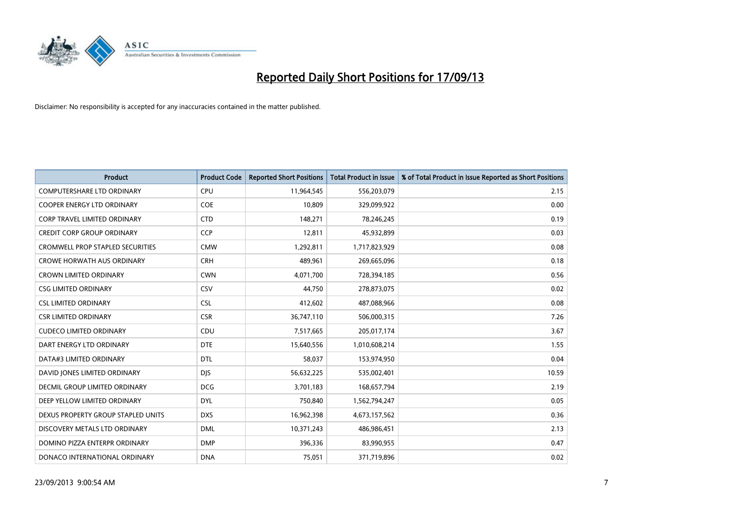# Reported Daily Short Positions for 17/09/13

Disclaimer: No responsibility is accepted for any inaccuracies contained in the matter published.

| Product | Product Code | Reported Short Positions | Total Product in Issue | % of Total Product in Issue Reported as Short Positions |
|---|---|---|---|---|
| COMPUTERSHARE LTD ORDINARY | CPU | 11,964,545 | 556,203,079 | 2.15 |
| COOPER ENERGY LTD ORDINARY | COE | 10,809 | 329,099,922 | 0.00 |
| CORP TRAVEL LIMITED ORDINARY | CTD | 148,271 | 78,246,245 | 0.19 |
| CREDIT CORP GROUP ORDINARY | CCP | 12,811 | 45,932,899 | 0.03 |
| CROMWELL PROP STAPLED SECURITIES | CMW | 1,292,811 | 1,717,823,929 | 0.08 |
| CROWE HORWATH AUS ORDINARY | CRH | 489,961 | 269,665,096 | 0.18 |
| CROWN LIMITED ORDINARY | CWN | 4,071,700 | 728,394,185 | 0.56 |
| CSG LIMITED ORDINARY | CSV | 44,750 | 278,873,075 | 0.02 |
| CSL LIMITED ORDINARY | CSL | 412,602 | 487,088,966 | 0.08 |
| CSR LIMITED ORDINARY | CSR | 36,747,110 | 506,000,315 | 7.26 |
| CUDECO LIMITED ORDINARY | CDU | 7,517,665 | 205,017,174 | 3.67 |
| DART ENERGY LTD ORDINARY | DTE | 15,640,556 | 1,010,608,214 | 1.55 |
| DATA#3 LIMITED ORDINARY | DTL | 58,037 | 153,974,950 | 0.04 |
| DAVID JONES LIMITED ORDINARY | DJS | 56,632,225 | 535,002,401 | 10.59 |
| DECMIL GROUP LIMITED ORDINARY | DCG | 3,701,183 | 168,657,794 | 2.19 |
| DEEP YELLOW LIMITED ORDINARY | DYL | 750,840 | 1,562,794,247 | 0.05 |
| DEXUS PROPERTY GROUP STAPLED UNITS | DXS | 16,962,398 | 4,673,157,562 | 0.36 |
| DISCOVERY METALS LTD ORDINARY | DML | 10,371,243 | 486,986,451 | 2.13 |
| DOMINO PIZZA ENTERPR ORDINARY | DMP | 396,336 | 83,990,955 | 0.47 |
| DONACO INTERNATIONAL ORDINARY | DNA | 75,051 | 371,719,896 | 0.02 |

23/09/2013 9:00:54 AM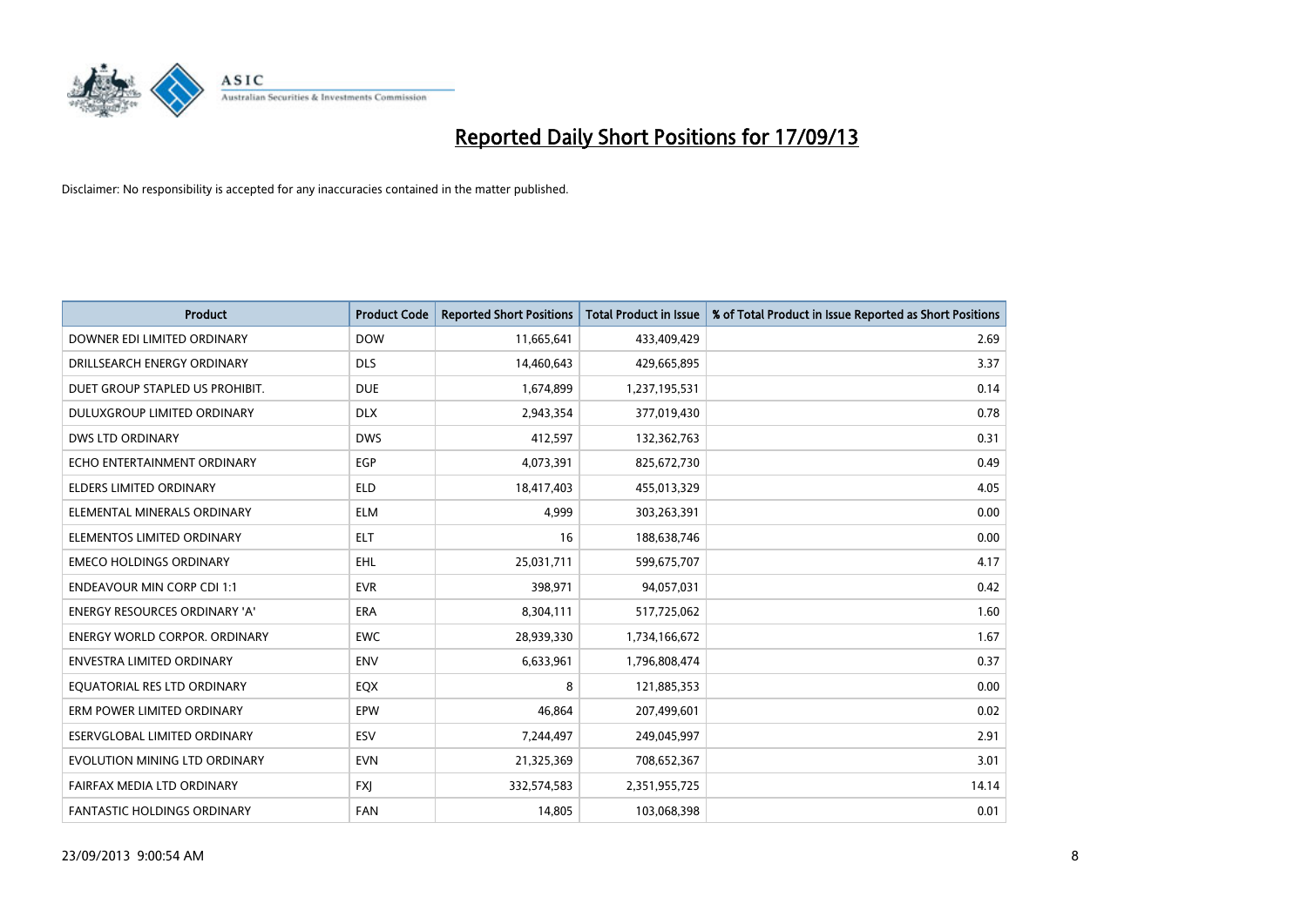# Reported Daily Short Positions for 17/09/13

Disclaimer: No responsibility is accepted for any inaccuracies contained in the matter published.

| Product | Product Code | Reported Short Positions | Total Product in Issue | % of Total Product in Issue Reported as Short Positions |
|---|---|---|---|---|
| DOWNER EDI LIMITED ORDINARY | DOW | 11,665,641 | 433,409,429 | 2.69 |
| DRILLSEARCH ENERGY ORDINARY | DLS | 14,460,643 | 429,665,895 | 3.37 |
| DUET GROUP STAPLED US PROHIBIT. | DUE | 1,674,899 | 1,237,195,531 | 0.14 |
| DULUXGROUP LIMITED ORDINARY | DLX | 2,943,354 | 377,019,430 | 0.78 |
| DWS LTD ORDINARY | DWS | 412,597 | 132,362,763 | 0.31 |
| ECHO ENTERTAINMENT ORDINARY | EGP | 4,073,391 | 825,672,730 | 0.49 |
| ELDERS LIMITED ORDINARY | ELD | 18,417,403 | 455,013,329 | 4.05 |
| ELEMENTAL MINERALS ORDINARY | ELM | 4,999 | 303,263,391 | 0.00 |
| ELEMENTOS LIMITED ORDINARY | ELT | 16 | 188,638,746 | 0.00 |
| EMECO HOLDINGS ORDINARY | EHL | 25,031,711 | 599,675,707 | 4.17 |
| ENDEAVOUR MIN CORP CDI 1:1 | EVR | 398,971 | 94,057,031 | 0.42 |
| ENERGY RESOURCES ORDINARY 'A' | ERA | 8,304,111 | 517,725,062 | 1.60 |
| ENERGY WORLD CORPOR. ORDINARY | EWC | 28,939,330 | 1,734,166,672 | 1.67 |
| ENVESTRA LIMITED ORDINARY | ENV | 6,633,961 | 1,796,808,474 | 0.37 |
| EQUATORIAL RES LTD ORDINARY | EQX | 8 | 121,885,353 | 0.00 |
| ERM POWER LIMITED ORDINARY | EPW | 46,864 | 207,499,601 | 0.02 |
| ESERVGLOBAL LIMITED ORDINARY | ESV | 7,244,497 | 249,045,997 | 2.91 |
| EVOLUTION MINING LTD ORDINARY | EVN | 21,325,369 | 708,652,367 | 3.01 |
| FAIRFAX MEDIA LTD ORDINARY | FXJ | 332,574,583 | 2,351,955,725 | 14.14 |
| FANTASTIC HOLDINGS ORDINARY | FAN | 14,805 | 103,068,398 | 0.01 |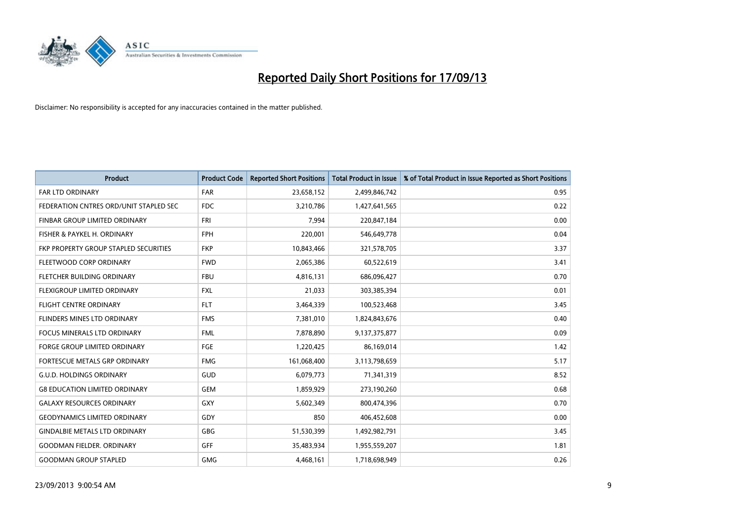# Reported Daily Short Positions for 17/09/13

Disclaimer: No responsibility is accepted for any inaccuracies contained in the matter published.

| Product | Product Code | Reported Short Positions | Total Product in Issue | % of Total Product in Issue Reported as Short Positions |
|---|---|---|---|---|
| FAR LTD ORDINARY | FAR | 23,658,152 | 2,499,846,742 | 0.95 |
| FEDERATION CNTRES ORD/UNIT STAPLED SEC | FDC | 3,210,786 | 1,427,641,565 | 0.22 |
| FINBAR GROUP LIMITED ORDINARY | FRI | 7,994 | 220,847,184 | 0.00 |
| FISHER & PAYKEL H. ORDINARY | FPH | 220,001 | 546,649,778 | 0.04 |
| FKP PROPERTY GROUP STAPLED SECURITIES | FKP | 10,843,466 | 321,578,705 | 3.37 |
| FLEETWOOD CORP ORDINARY | FWD | 2,065,386 | 60,522,619 | 3.41 |
| FLETCHER BUILDING ORDINARY | FBU | 4,816,131 | 686,096,427 | 0.70 |
| FLEXIGROUP LIMITED ORDINARY | FXL | 21,033 | 303,385,394 | 0.01 |
| FLIGHT CENTRE ORDINARY | FLT | 3,464,339 | 100,523,468 | 3.45 |
| FLINDERS MINES LTD ORDINARY | FMS | 7,381,010 | 1,824,843,676 | 0.40 |
| FOCUS MINERALS LTD ORDINARY | FML | 7,878,890 | 9,137,375,877 | 0.09 |
| FORGE GROUP LIMITED ORDINARY | FGE | 1,220,425 | 86,169,014 | 1.42 |
| FORTESCUE METALS GRP ORDINARY | FMG | 161,068,400 | 3,113,798,659 | 5.17 |
| G.U.D. HOLDINGS ORDINARY | GUD | 6,079,773 | 71,341,319 | 8.52 |
| G8 EDUCATION LIMITED ORDINARY | GEM | 1,859,929 | 273,190,260 | 0.68 |
| GALAXY RESOURCES ORDINARY | GXY | 5,602,349 | 800,474,396 | 0.70 |
| GEODYNAMICS LIMITED ORDINARY | GDY | 850 | 406,452,608 | 0.00 |
| GINDALBIE METALS LTD ORDINARY | GBG | 51,530,399 | 1,492,982,791 | 3.45 |
| GOODMAN FIELDER. ORDINARY | GFF | 35,483,934 | 1,955,559,207 | 1.81 |
| GOODMAN GROUP STAPLED | GMG | 4,468,161 | 1,718,698,949 | 0.26 |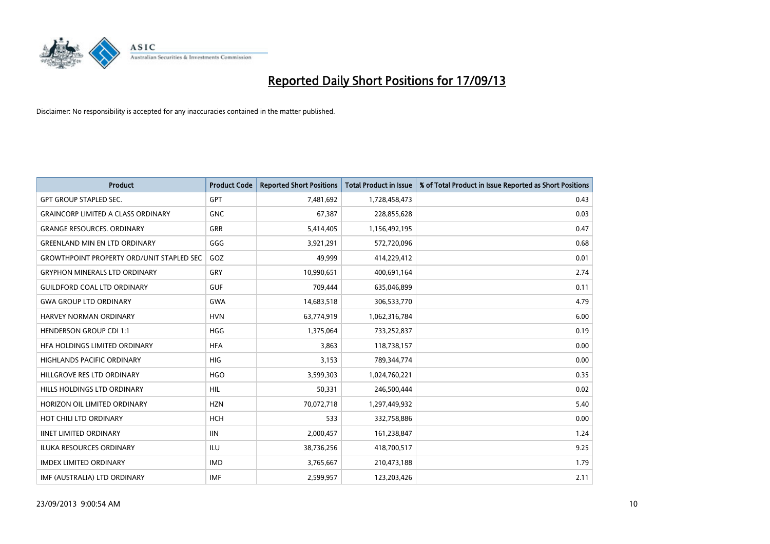# Reported Daily Short Positions for 17/09/13

Disclaimer: No responsibility is accepted for any inaccuracies contained in the matter published.

| Product | Product Code | Reported Short Positions | Total Product in Issue | % of Total Product in Issue Reported as Short Positions |
|---|---|---|---|---|
| GPT GROUP STAPLED SEC. | GPT | 7,481,692 | 1,728,458,473 | 0.43 |
| GRAINCORP LIMITED A CLASS ORDINARY | GNC | 67,387 | 228,855,628 | 0.03 |
| GRANGE RESOURCES. ORDINARY | GRR | 5,414,405 | 1,156,492,195 | 0.47 |
| GREENLAND MIN EN LTD ORDINARY | GGG | 3,921,291 | 572,720,096 | 0.68 |
| GROWTHPOINT PROPERTY ORD/UNIT STAPLED SEC | GOZ | 49,999 | 414,229,412 | 0.01 |
| GRYPHON MINERALS LTD ORDINARY | GRY | 10,990,651 | 400,691,164 | 2.74 |
| GUILDFORD COAL LTD ORDINARY | GUF | 709,444 | 635,046,899 | 0.11 |
| GWA GROUP LTD ORDINARY | GWA | 14,683,518 | 306,533,770 | 4.79 |
| HARVEY NORMAN ORDINARY | HVN | 63,774,919 | 1,062,316,784 | 6.00 |
| HENDERSON GROUP CDI 1:1 | HGG | 1,375,064 | 733,252,837 | 0.19 |
| HFA HOLDINGS LIMITED ORDINARY | HFA | 3,863 | 118,738,157 | 0.00 |
| HIGHLANDS PACIFIC ORDINARY | HIG | 3,153 | 789,344,774 | 0.00 |
| HILLGROVE RES LTD ORDINARY | HGO | 3,599,303 | 1,024,760,221 | 0.35 |
| HILLS HOLDINGS LTD ORDINARY | HIL | 50,331 | 246,500,444 | 0.02 |
| HORIZON OIL LIMITED ORDINARY | HZN | 70,072,718 | 1,297,449,932 | 5.40 |
| HOT CHILI LTD ORDINARY | HCH | 533 | 332,758,886 | 0.00 |
| IINET LIMITED ORDINARY | IIN | 2,000,457 | 161,238,847 | 1.24 |
| ILUKA RESOURCES ORDINARY | ILU | 38,736,256 | 418,700,517 | 9.25 |
| IMDEX LIMITED ORDINARY | IMD | 3,765,667 | 210,473,188 | 1.79 |
| IMF (AUSTRALIA) LTD ORDINARY | IMF | 2,599,957 | 123,203,426 | 2.11 |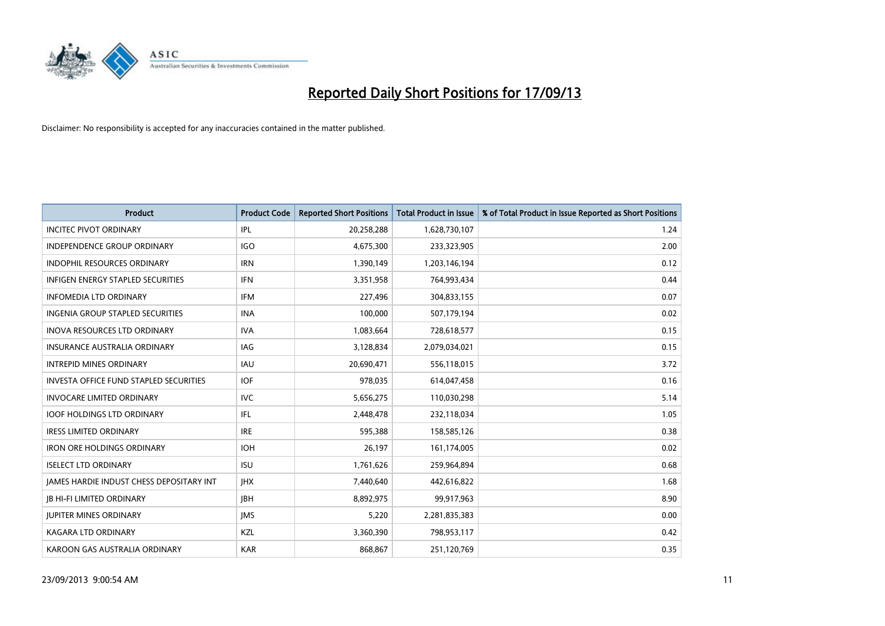# Reported Daily Short Positions for 17/09/13

Disclaimer: No responsibility is accepted for any inaccuracies contained in the matter published.

| Product | Product Code | Reported Short Positions | Total Product in Issue | % of Total Product in Issue Reported as Short Positions |
|---|---|---|---|---|
| INCITEC PIVOT ORDINARY | IPL | 20,258,288 | 1,628,730,107 | 1.24 |
| INDEPENDENCE GROUP ORDINARY | IGO | 4,675,300 | 233,323,905 | 2.00 |
| INDOPHIL RESOURCES ORDINARY | IRN | 1,390,149 | 1,203,146,194 | 0.12 |
| INFIGEN ENERGY STAPLED SECURITIES | IFN | 3,351,958 | 764,993,434 | 0.44 |
| INFOMEDIA LTD ORDINARY | IFM | 227,496 | 304,833,155 | 0.07 |
| INGENIA GROUP STAPLED SECURITIES | INA | 100,000 | 507,179,194 | 0.02 |
| INOVA RESOURCES LTD ORDINARY | IVA | 1,083,664 | 728,618,577 | 0.15 |
| INSURANCE AUSTRALIA ORDINARY | IAG | 3,128,834 | 2,079,034,021 | 0.15 |
| INTREPID MINES ORDINARY | IAU | 20,690,471 | 556,118,015 | 3.72 |
| INVESTA OFFICE FUND STAPLED SECURITIES | IOF | 978,035 | 614,047,458 | 0.16 |
| INVOCARE LIMITED ORDINARY | IVC | 5,656,275 | 110,030,298 | 5.14 |
| IOOF HOLDINGS LTD ORDINARY | IFL | 2,448,478 | 232,118,034 | 1.05 |
| IRESS LIMITED ORDINARY | IRE | 595,388 | 158,585,126 | 0.38 |
| IRON ORE HOLDINGS ORDINARY | IOH | 26,197 | 161,174,005 | 0.02 |
| ISELECT LTD ORDINARY | ISU | 1,761,626 | 259,964,894 | 0.68 |
| JAMES HARDIE INDUST CHESS DEPOSITARY INT | JHX | 7,440,640 | 442,616,822 | 1.68 |
| JB HI-FI LIMITED ORDINARY | JBH | 8,892,975 | 99,917,963 | 8.90 |
| JUPITER MINES ORDINARY | JMS | 5,220 | 2,281,835,383 | 0.00 |
| KAGARA LTD ORDINARY | KZL | 3,360,390 | 798,953,117 | 0.42 |
| KAROON GAS AUSTRALIA ORDINARY | KAR | 868,867 | 251,120,769 | 0.35 |

23/09/2013 9:00:54 AM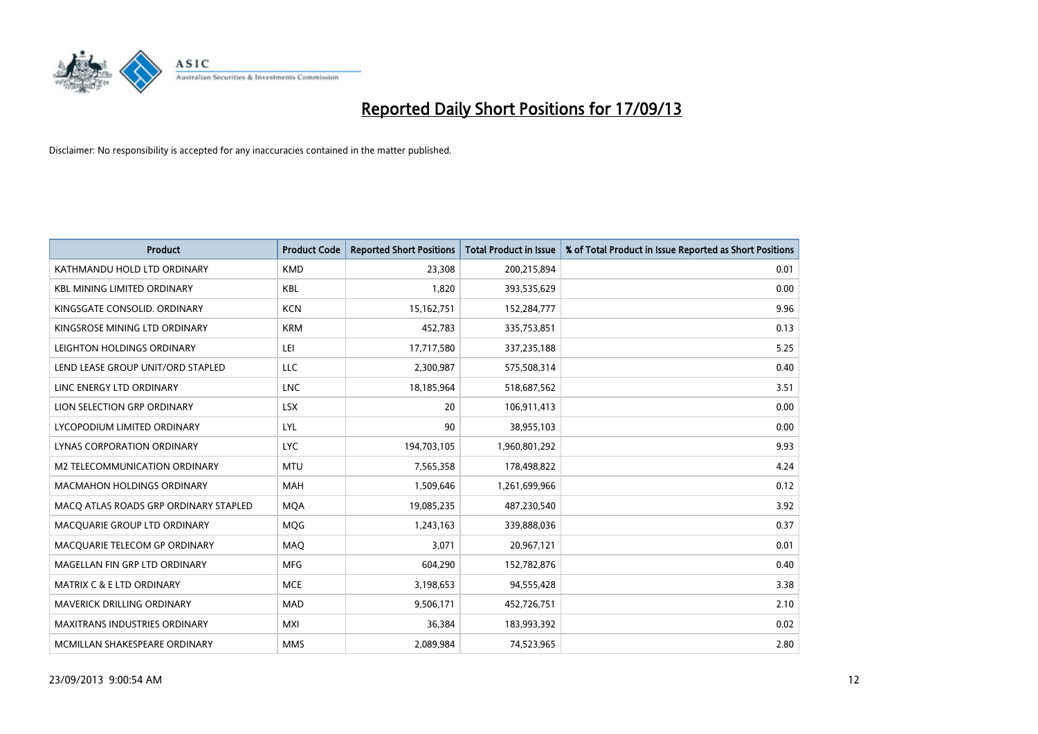# Reported Daily Short Positions for 17/09/13

Disclaimer: No responsibility is accepted for any inaccuracies contained in the matter published.

| Product | Product Code | Reported Short Positions | Total Product in Issue | % of Total Product in Issue Reported as Short Positions |
|---|---|---|---|---|
| KATHMANDU HOLD LTD ORDINARY | KMD | 23,308 | 200,215,894 | 0.01 |
| KBL MINING LIMITED ORDINARY | KBL | 1,820 | 393,535,629 | 0.00 |
| KINGSGATE CONSOLID. ORDINARY | KCN | 15,162,751 | 152,284,777 | 9.96 |
| KINGSROSE MINING LTD ORDINARY | KRM | 452,783 | 335,753,851 | 0.13 |
| LEIGHTON HOLDINGS ORDINARY | LEI | 17,717,580 | 337,235,188 | 5.25 |
| LEND LEASE GROUP UNIT/ORD STAPLED | LLC | 2,300,987 | 575,508,314 | 0.40 |
| LINC ENERGY LTD ORDINARY | LNC | 18,185,964 | 518,687,562 | 3.51 |
| LION SELECTION GRP ORDINARY | LSX | 20 | 106,911,413 | 0.00 |
| LYCOPODIUM LIMITED ORDINARY | LYL | 90 | 38,955,103 | 0.00 |
| LYNAS CORPORATION ORDINARY | LYC | 194,703,105 | 1,960,801,292 | 9.93 |
| M2 TELECOMMUNICATION ORDINARY | MTU | 7,565,358 | 178,498,822 | 4.24 |
| MACMAHON HOLDINGS ORDINARY | MAH | 1,509,646 | 1,261,699,966 | 0.12 |
| MACQ ATLAS ROADS GRP ORDINARY STAPLED | MQA | 19,085,235 | 487,230,540 | 3.92 |
| MACQUARIE GROUP LTD ORDINARY | MQG | 1,243,163 | 339,888,036 | 0.37 |
| MACQUARIE TELECOM GP ORDINARY | MAQ | 3,071 | 20,967,121 | 0.01 |
| MAGELLAN FIN GRP LTD ORDINARY | MFG | 604,290 | 152,782,876 | 0.40 |
| MATRIX C & E LTD ORDINARY | MCE | 3,198,653 | 94,555,428 | 3.38 |
| MAVERICK DRILLING ORDINARY | MAD | 9,506,171 | 452,726,751 | 2.10 |
| MAXITRANS INDUSTRIES ORDINARY | MXI | 36,384 | 183,993,392 | 0.02 |
| MCMILLAN SHAKESPEARE ORDINARY | MMS | 2,089,984 | 74,523,965 | 2.80 |

23/09/2013 9:00:54 AM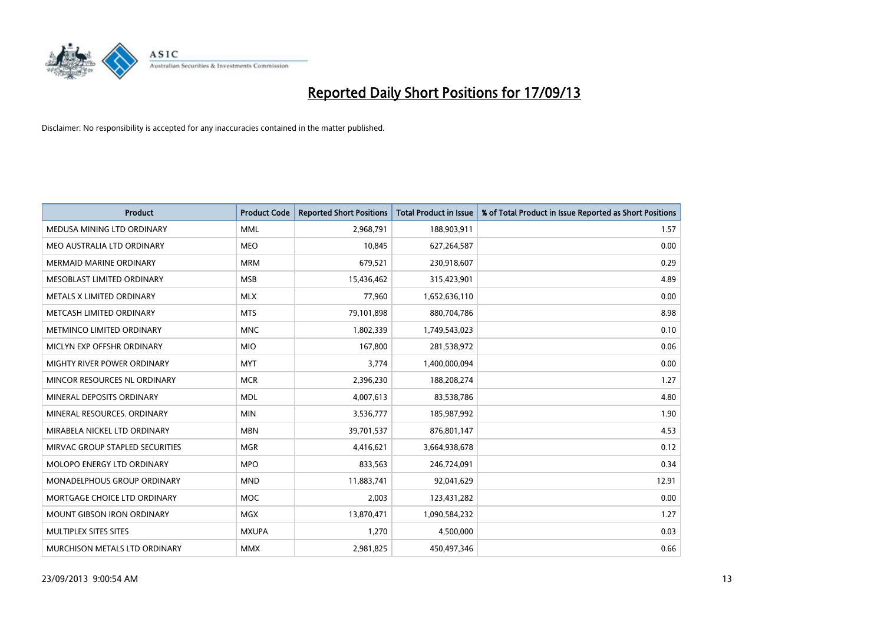# Reported Daily Short Positions for 17/09/13

Disclaimer: No responsibility is accepted for any inaccuracies contained in the matter published.

| Product | Product Code | Reported Short Positions | Total Product in Issue | % of Total Product in Issue Reported as Short Positions |
| --- | --- | --- | --- | --- |
| MEDUSA MINING LTD ORDINARY | MML | 2,968,791 | 188,903,911 | 1.57 |
| MEO AUSTRALIA LTD ORDINARY | MEO | 10,845 | 627,264,587 | 0.00 |
| MERMAID MARINE ORDINARY | MRM | 679,521 | 230,918,607 | 0.29 |
| MESOBLAST LIMITED ORDINARY | MSB | 15,436,462 | 315,423,901 | 4.89 |
| METALS X LIMITED ORDINARY | MLX | 77,960 | 1,652,636,110 | 0.00 |
| METCASH LIMITED ORDINARY | MTS | 79,101,898 | 880,704,786 | 8.98 |
| METMINCO LIMITED ORDINARY | MNC | 1,802,339 | 1,749,543,023 | 0.10 |
| MICLYN EXP OFFSHR ORDINARY | MIO | 167,800 | 281,538,972 | 0.06 |
| MIGHTY RIVER POWER ORDINARY | MYT | 3,774 | 1,400,000,094 | 0.00 |
| MINCOR RESOURCES NL ORDINARY | MCR | 2,396,230 | 188,208,274 | 1.27 |
| MINERAL DEPOSITS ORDINARY | MDL | 4,007,613 | 83,538,786 | 4.80 |
| MINERAL RESOURCES. ORDINARY | MIN | 3,536,777 | 185,987,992 | 1.90 |
| MIRABELA NICKEL LTD ORDINARY | MBN | 39,701,537 | 876,801,147 | 4.53 |
| MIRVAC GROUP STAPLED SECURITIES | MGR | 4,416,621 | 3,664,938,678 | 0.12 |
| MOLOPO ENERGY LTD ORDINARY | MPO | 833,563 | 246,724,091 | 0.34 |
| MONADELPHOUS GROUP ORDINARY | MND | 11,883,741 | 92,041,629 | 12.91 |
| MORTGAGE CHOICE LTD ORDINARY | MOC | 2,003 | 123,431,282 | 0.00 |
| MOUNT GIBSON IRON ORDINARY | MGX | 13,870,471 | 1,090,584,232 | 1.27 |
| MULTIPLEX SITES SITES | MXUPA | 1,270 | 4,500,000 | 0.03 |
| MURCHISON METALS LTD ORDINARY | MMX | 2,981,825 | 450,497,346 | 0.66 |

23/09/2013 9:00:54 AM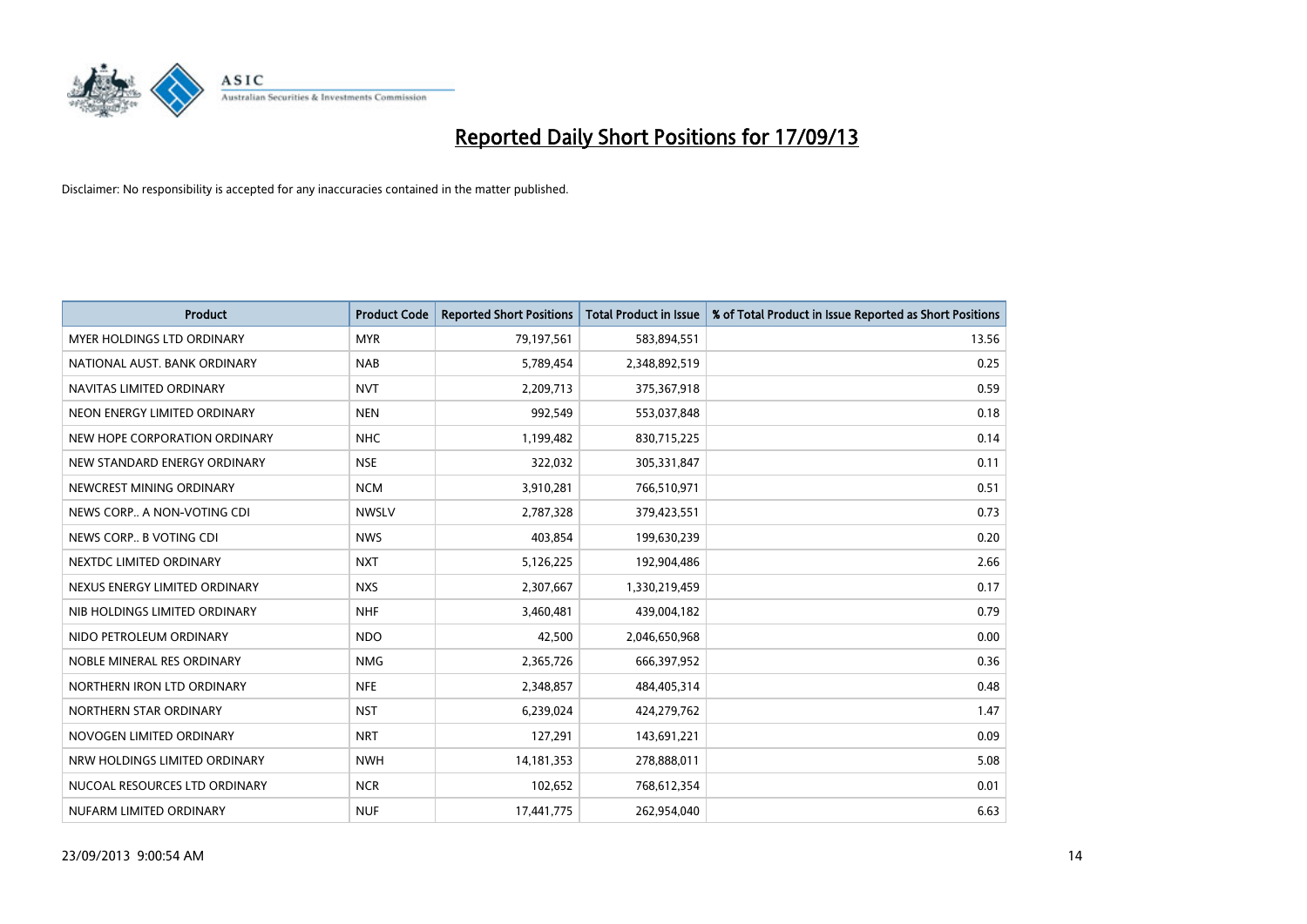# Reported Daily Short Positions for 17/09/13

Disclaimer: No responsibility is accepted for any inaccuracies contained in the matter published.

| Product | Product Code | Reported Short Positions | Total Product in Issue | % of Total Product in Issue Reported as Short Positions |
|---|---|---|---|---|
| MYER HOLDINGS LTD ORDINARY | MYR | 79,197,561 | 583,894,551 | 13.56 |
| NATIONAL AUST. BANK ORDINARY | NAB | 5,789,454 | 2,348,892,519 | 0.25 |
| NAVITAS LIMITED ORDINARY | NVT | 2,209,713 | 375,367,918 | 0.59 |
| NEON ENERGY LIMITED ORDINARY | NEN | 992,549 | 553,037,848 | 0.18 |
| NEW HOPE CORPORATION ORDINARY | NHC | 1,199,482 | 830,715,225 | 0.14 |
| NEW STANDARD ENERGY ORDINARY | NSE | 322,032 | 305,331,847 | 0.11 |
| NEWCREST MINING ORDINARY | NCM | 3,910,281 | 766,510,971 | 0.51 |
| NEWS CORP.. A NON-VOTING CDI | NWSLV | 2,787,328 | 379,423,551 | 0.73 |
| NEWS CORP.. B VOTING CDI | NWS | 403,854 | 199,630,239 | 0.20 |
| NEXTDC LIMITED ORDINARY | NXT | 5,126,225 | 192,904,486 | 2.66 |
| NEXUS ENERGY LIMITED ORDINARY | NXS | 2,307,667 | 1,330,219,459 | 0.17 |
| NIB HOLDINGS LIMITED ORDINARY | NHF | 3,460,481 | 439,004,182 | 0.79 |
| NIDO PETROLEUM ORDINARY | NDO | 42,500 | 2,046,650,968 | 0.00 |
| NOBLE MINERAL RES ORDINARY | NMG | 2,365,726 | 666,397,952 | 0.36 |
| NORTHERN IRON LTD ORDINARY | NFE | 2,348,857 | 484,405,314 | 0.48 |
| NORTHERN STAR ORDINARY | NST | 6,239,024 | 424,279,762 | 1.47 |
| NOVOGEN LIMITED ORDINARY | NRT | 127,291 | 143,691,221 | 0.09 |
| NRW HOLDINGS LIMITED ORDINARY | NWH | 14,181,353 | 278,888,011 | 5.08 |
| NUCOAL RESOURCES LTD ORDINARY | NCR | 102,652 | 768,612,354 | 0.01 |
| NUFARM LIMITED ORDINARY | NUF | 17,441,775 | 262,954,040 | 6.63 |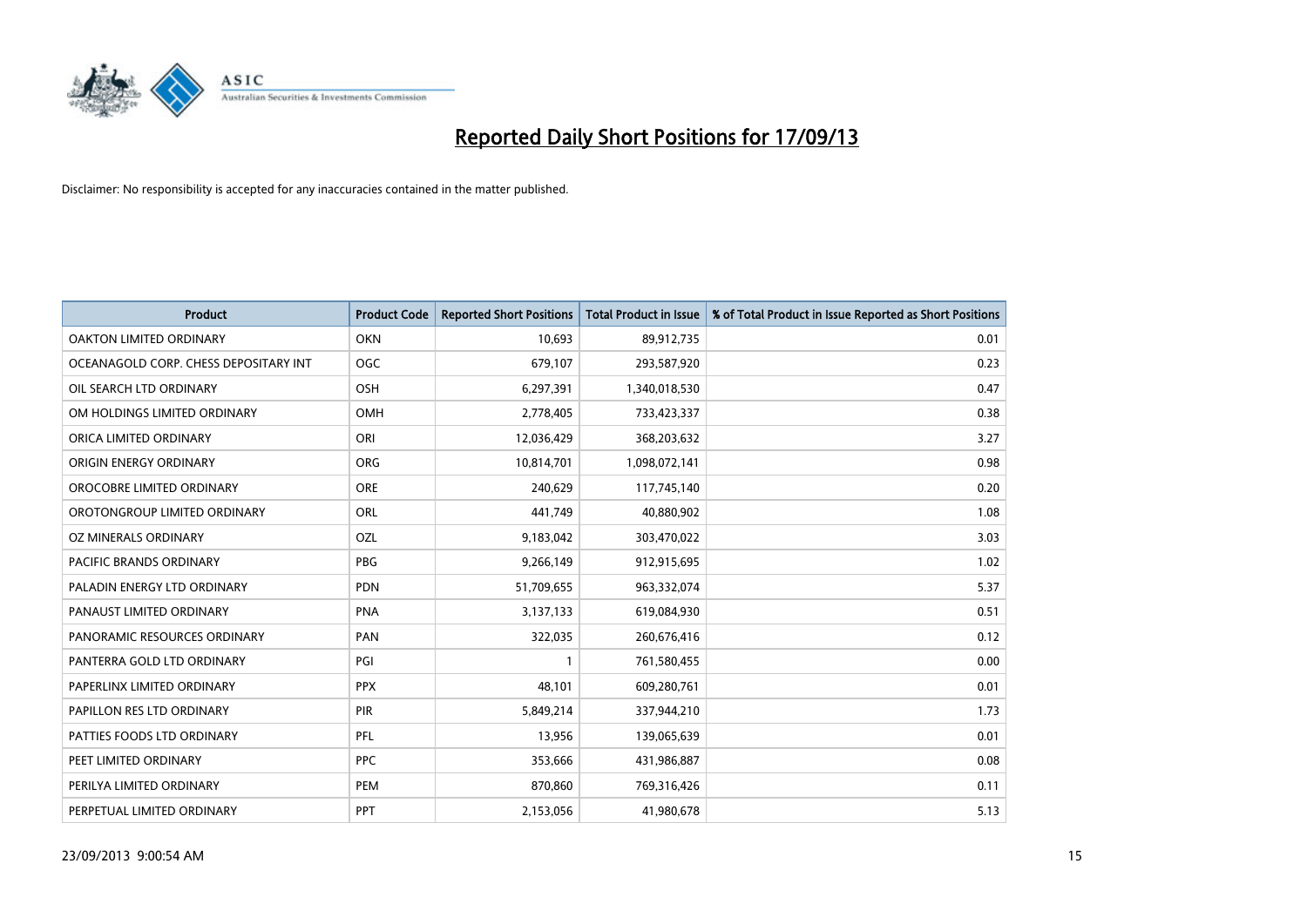# Reported Daily Short Positions for 17/09/13

Disclaimer: No responsibility is accepted for any inaccuracies contained in the matter published.

| Product | Product Code | Reported Short Positions | Total Product in Issue | % of Total Product in Issue Reported as Short Positions |
|---|---|---|---|---|
| OAKTON LIMITED ORDINARY | OKN | 10,693 | 89,912,735 | 0.01 |
| OCEANAGOLD CORP. CHESS DEPOSITARY INT | OGC | 679,107 | 293,587,920 | 0.23 |
| OIL SEARCH LTD ORDINARY | OSH | 6,297,391 | 1,340,018,530 | 0.47 |
| OM HOLDINGS LIMITED ORDINARY | OMH | 2,778,405 | 733,423,337 | 0.38 |
| ORICA LIMITED ORDINARY | ORI | 12,036,429 | 368,203,632 | 3.27 |
| ORIGIN ENERGY ORDINARY | ORG | 10,814,701 | 1,098,072,141 | 0.98 |
| OROCOBRE LIMITED ORDINARY | ORE | 240,629 | 117,745,140 | 0.20 |
| OROTONGROUP LIMITED ORDINARY | ORL | 441,749 | 40,880,902 | 1.08 |
| OZ MINERALS ORDINARY | OZL | 9,183,042 | 303,470,022 | 3.03 |
| PACIFIC BRANDS ORDINARY | PBG | 9,266,149 | 912,915,695 | 1.02 |
| PALADIN ENERGY LTD ORDINARY | PDN | 51,709,655 | 963,332,074 | 5.37 |
| PANAUST LIMITED ORDINARY | PNA | 3,137,133 | 619,084,930 | 0.51 |
| PANORAMIC RESOURCES ORDINARY | PAN | 322,035 | 260,676,416 | 0.12 |
| PANTERRA GOLD LTD ORDINARY | PGI | 1 | 761,580,455 | 0.00 |
| PAPERLINX LIMITED ORDINARY | PPX | 48,101 | 609,280,761 | 0.01 |
| PAPILLON RES LTD ORDINARY | PIR | 5,849,214 | 337,944,210 | 1.73 |
| PATTIES FOODS LTD ORDINARY | PFL | 13,956 | 139,065,639 | 0.01 |
| PEET LIMITED ORDINARY | PPC | 353,666 | 431,986,887 | 0.08 |
| PERILYA LIMITED ORDINARY | PEM | 870,860 | 769,316,426 | 0.11 |
| PERPETUAL LIMITED ORDINARY | PPT | 2,153,056 | 41,980,678 | 5.13 |

23/09/2013 9:00:54 AM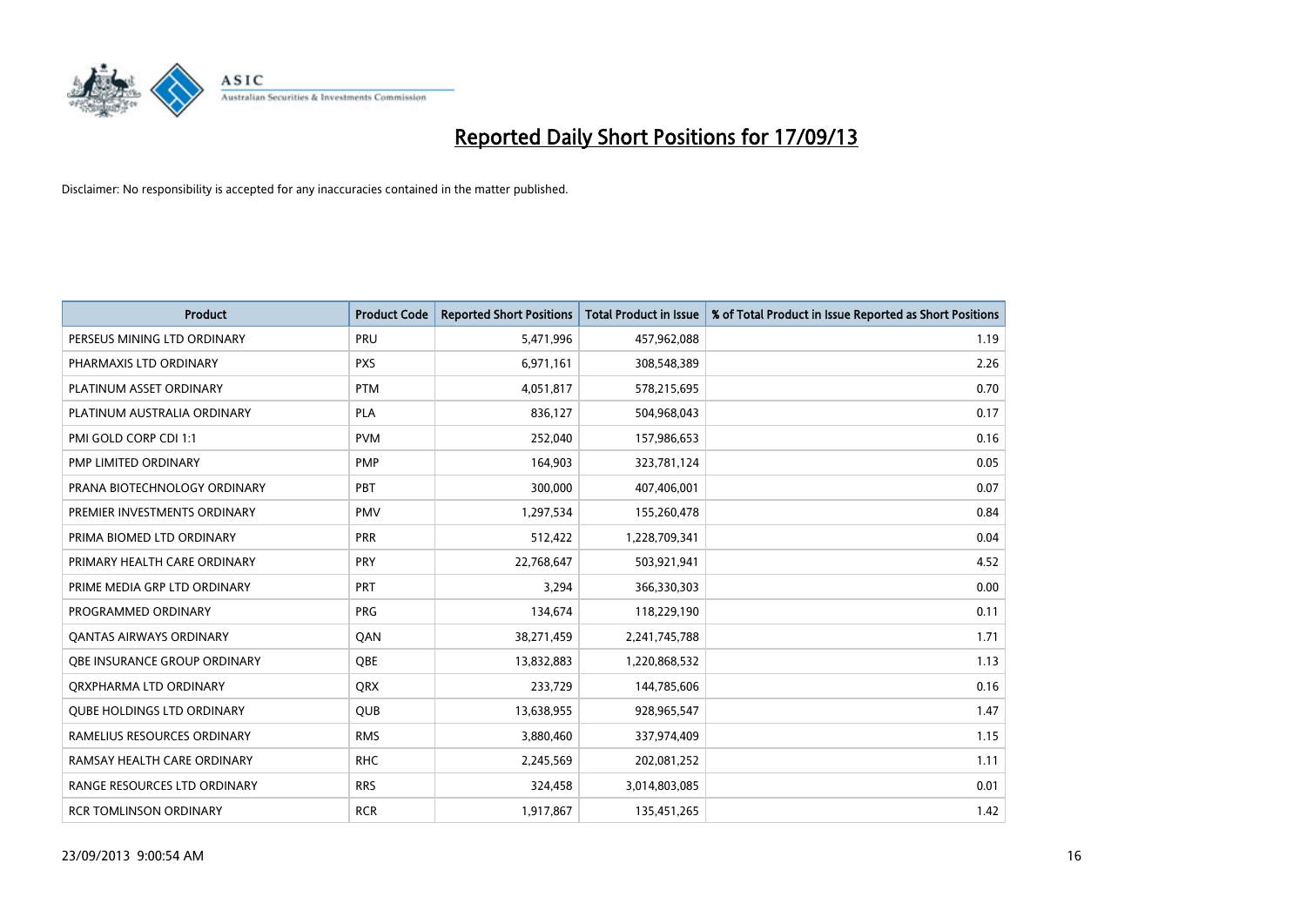# Reported Daily Short Positions for 17/09/13

Disclaimer: No responsibility is accepted for any inaccuracies contained in the matter published.

| Product | Product Code | Reported Short Positions | Total Product in Issue | % of Total Product in Issue Reported as Short Positions |
|---|---|---|---|---|
| PERSEUS MINING LTD ORDINARY | PRU | 5,471,996 | 457,962,088 | 1.19 |
| PHARMAXIS LTD ORDINARY | PXS | 6,971,161 | 308,548,389 | 2.26 |
| PLATINUM ASSET ORDINARY | PTM | 4,051,817 | 578,215,695 | 0.70 |
| PLATINUM AUSTRALIA ORDINARY | PLA | 836,127 | 504,968,043 | 0.17 |
| PMI GOLD CORP CDI 1:1 | PVM | 252,040 | 157,986,653 | 0.16 |
| PMP LIMITED ORDINARY | PMP | 164,903 | 323,781,124 | 0.05 |
| PRANA BIOTECHNOLOGY ORDINARY | PBT | 300,000 | 407,406,001 | 0.07 |
| PREMIER INVESTMENTS ORDINARY | PMV | 1,297,534 | 155,260,478 | 0.84 |
| PRIMA BIOMED LTD ORDINARY | PRR | 512,422 | 1,228,709,341 | 0.04 |
| PRIMARY HEALTH CARE ORDINARY | PRY | 22,768,647 | 503,921,941 | 4.52 |
| PRIME MEDIA GRP LTD ORDINARY | PRT | 3,294 | 366,330,303 | 0.00 |
| PROGRAMMED ORDINARY | PRG | 134,674 | 118,229,190 | 0.11 |
| QANTAS AIRWAYS ORDINARY | QAN | 38,271,459 | 2,241,745,788 | 1.71 |
| QBE INSURANCE GROUP ORDINARY | QBE | 13,832,883 | 1,220,868,532 | 1.13 |
| QRXPHARMA LTD ORDINARY | QRX | 233,729 | 144,785,606 | 0.16 |
| QUBE HOLDINGS LTD ORDINARY | QUB | 13,638,955 | 928,965,547 | 1.47 |
| RAMELIUS RESOURCES ORDINARY | RMS | 3,880,460 | 337,974,409 | 1.15 |
| RAMSAY HEALTH CARE ORDINARY | RHC | 2,245,569 | 202,081,252 | 1.11 |
| RANGE RESOURCES LTD ORDINARY | RRS | 324,458 | 3,014,803,085 | 0.01 |
| RCR TOMLINSON ORDINARY | RCR | 1,917,867 | 135,451,265 | 1.42 |

23/09/2013 9:00:54 AM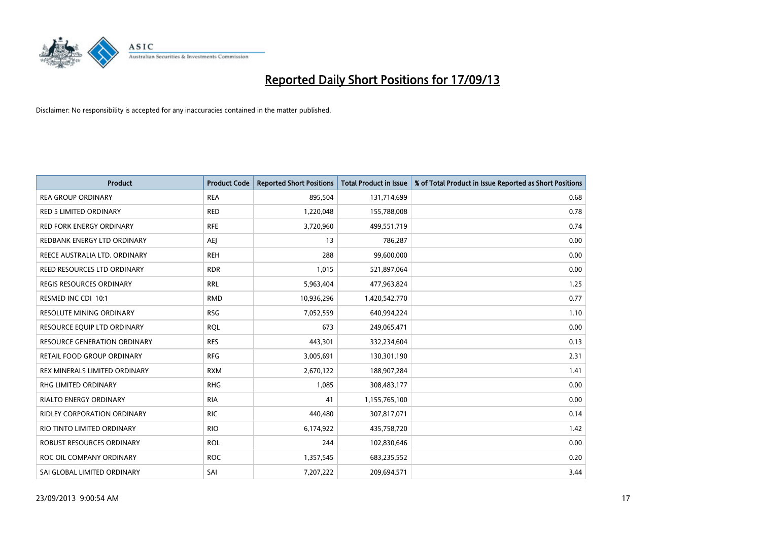# Reported Daily Short Positions for 17/09/13

Disclaimer: No responsibility is accepted for any inaccuracies contained in the matter published.

| Product | Product Code | Reported Short Positions | Total Product in Issue | % of Total Product in Issue Reported as Short Positions |
|---|---|---|---|---|
| REA GROUP ORDINARY | REA | 895,504 | 131,714,699 | 0.68 |
| RED 5 LIMITED ORDINARY | RED | 1,220,048 | 155,788,008 | 0.78 |
| RED FORK ENERGY ORDINARY | RFE | 3,720,960 | 499,551,719 | 0.74 |
| REDBANK ENERGY LTD ORDINARY | AEJ | 13 | 786,287 | 0.00 |
| REECE AUSTRALIA LTD. ORDINARY | REH | 288 | 99,600,000 | 0.00 |
| REED RESOURCES LTD ORDINARY | RDR | 1,015 | 521,897,064 | 0.00 |
| REGIS RESOURCES ORDINARY | RRL | 5,963,404 | 477,963,824 | 1.25 |
| RESMED INC CDI 10:1 | RMD | 10,936,296 | 1,420,542,770 | 0.77 |
| RESOLUTE MINING ORDINARY | RSG | 7,052,559 | 640,994,224 | 1.10 |
| RESOURCE EQUIP LTD ORDINARY | RQL | 673 | 249,065,471 | 0.00 |
| RESOURCE GENERATION ORDINARY | RES | 443,301 | 332,234,604 | 0.13 |
| RETAIL FOOD GROUP ORDINARY | RFG | 3,005,691 | 130,301,190 | 2.31 |
| REX MINERALS LIMITED ORDINARY | RXM | 2,670,122 | 188,907,284 | 1.41 |
| RHG LIMITED ORDINARY | RHG | 1,085 | 308,483,177 | 0.00 |
| RIALTO ENERGY ORDINARY | RIA | 41 | 1,155,765,100 | 0.00 |
| RIDLEY CORPORATION ORDINARY | RIC | 440,480 | 307,817,071 | 0.14 |
| RIO TINTO LIMITED ORDINARY | RIO | 6,174,922 | 435,758,720 | 1.42 |
| ROBUST RESOURCES ORDINARY | ROL | 244 | 102,830,646 | 0.00 |
| ROC OIL COMPANY ORDINARY | ROC | 1,357,545 | 683,235,552 | 0.20 |
| SAI GLOBAL LIMITED ORDINARY | SAI | 7,207,222 | 209,694,571 | 3.44 |

23/09/2013 9:00:54 AM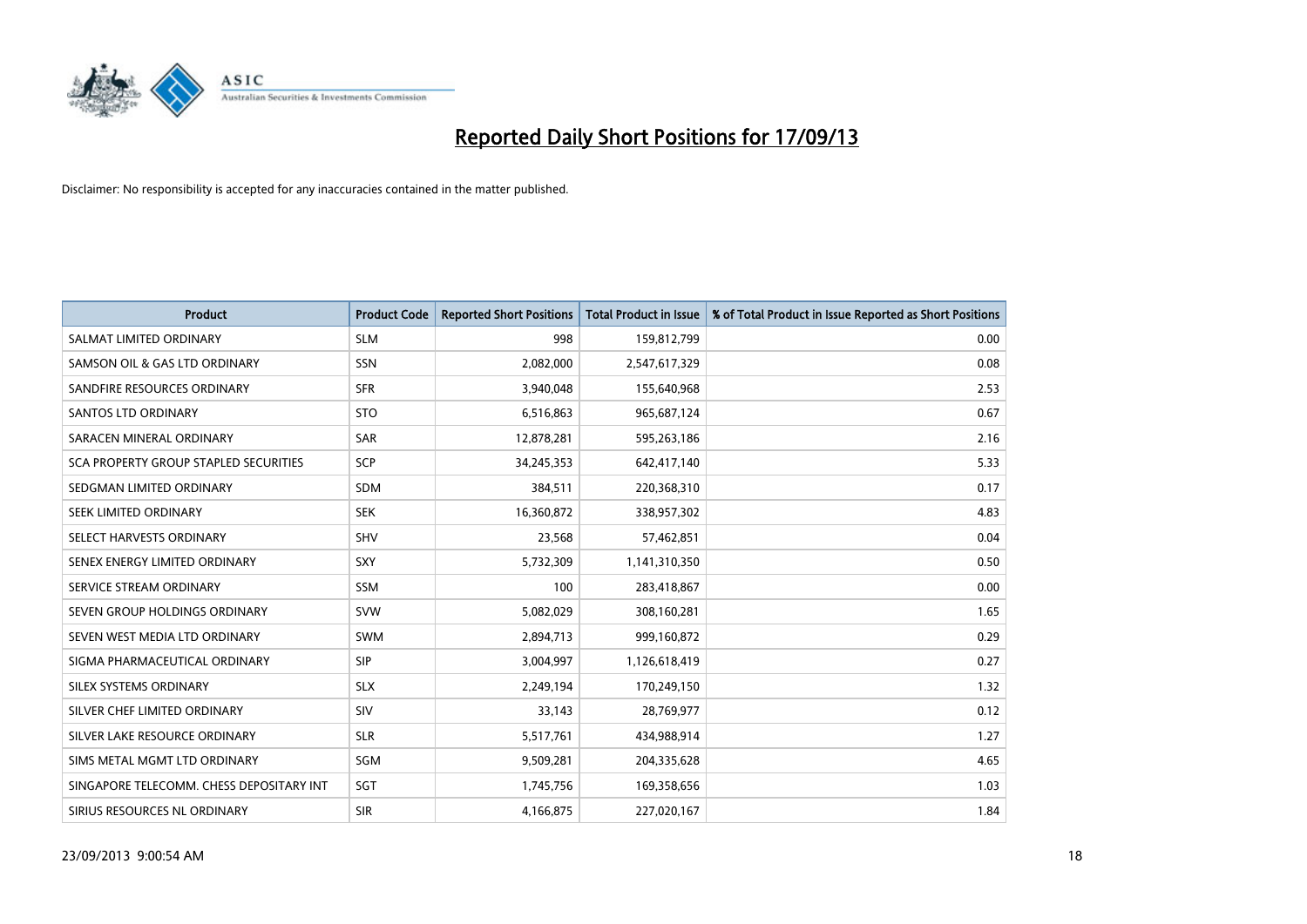# Reported Daily Short Positions for 17/09/13

Disclaimer: No responsibility is accepted for any inaccuracies contained in the matter published.

| Product | Product Code | Reported Short Positions | Total Product in Issue | % of Total Product in Issue Reported as Short Positions |
|---|---|---|---|---|
| SALMAT LIMITED ORDINARY | SLM | 998 | 159,812,799 | 0.00 |
| SAMSON OIL & GAS LTD ORDINARY | SSN | 2,082,000 | 2,547,617,329 | 0.08 |
| SANDFIRE RESOURCES ORDINARY | SFR | 3,940,048 | 155,640,968 | 2.53 |
| SANTOS LTD ORDINARY | STO | 6,516,863 | 965,687,124 | 0.67 |
| SARACEN MINERAL ORDINARY | SAR | 12,878,281 | 595,263,186 | 2.16 |
| SCA PROPERTY GROUP STAPLED SECURITIES | SCP | 34,245,353 | 642,417,140 | 5.33 |
| SEDGMAN LIMITED ORDINARY | SDM | 384,511 | 220,368,310 | 0.17 |
| SEEK LIMITED ORDINARY | SEK | 16,360,872 | 338,957,302 | 4.83 |
| SELECT HARVESTS ORDINARY | SHV | 23,568 | 57,462,851 | 0.04 |
| SENEX ENERGY LIMITED ORDINARY | SXY | 5,732,309 | 1,141,310,350 | 0.50 |
| SERVICE STREAM ORDINARY | SSM | 100 | 283,418,867 | 0.00 |
| SEVEN GROUP HOLDINGS ORDINARY | SVW | 5,082,029 | 308,160,281 | 1.65 |
| SEVEN WEST MEDIA LTD ORDINARY | SWM | 2,894,713 | 999,160,872 | 0.29 |
| SIGMA PHARMACEUTICAL ORDINARY | SIP | 3,004,997 | 1,126,618,419 | 0.27 |
| SILEX SYSTEMS ORDINARY | SLX | 2,249,194 | 170,249,150 | 1.32 |
| SILVER CHEF LIMITED ORDINARY | SIV | 33,143 | 28,769,977 | 0.12 |
| SILVER LAKE RESOURCE ORDINARY | SLR | 5,517,761 | 434,988,914 | 1.27 |
| SIMS METAL MGMT LTD ORDINARY | SGM | 9,509,281 | 204,335,628 | 4.65 |
| SINGAPORE TELECOMM. CHESS DEPOSITARY INT | SGT | 1,745,756 | 169,358,656 | 1.03 |
| SIRIUS RESOURCES NL ORDINARY | SIR | 4,166,875 | 227,020,167 | 1.84 |

23/09/2013 9:00:54 AM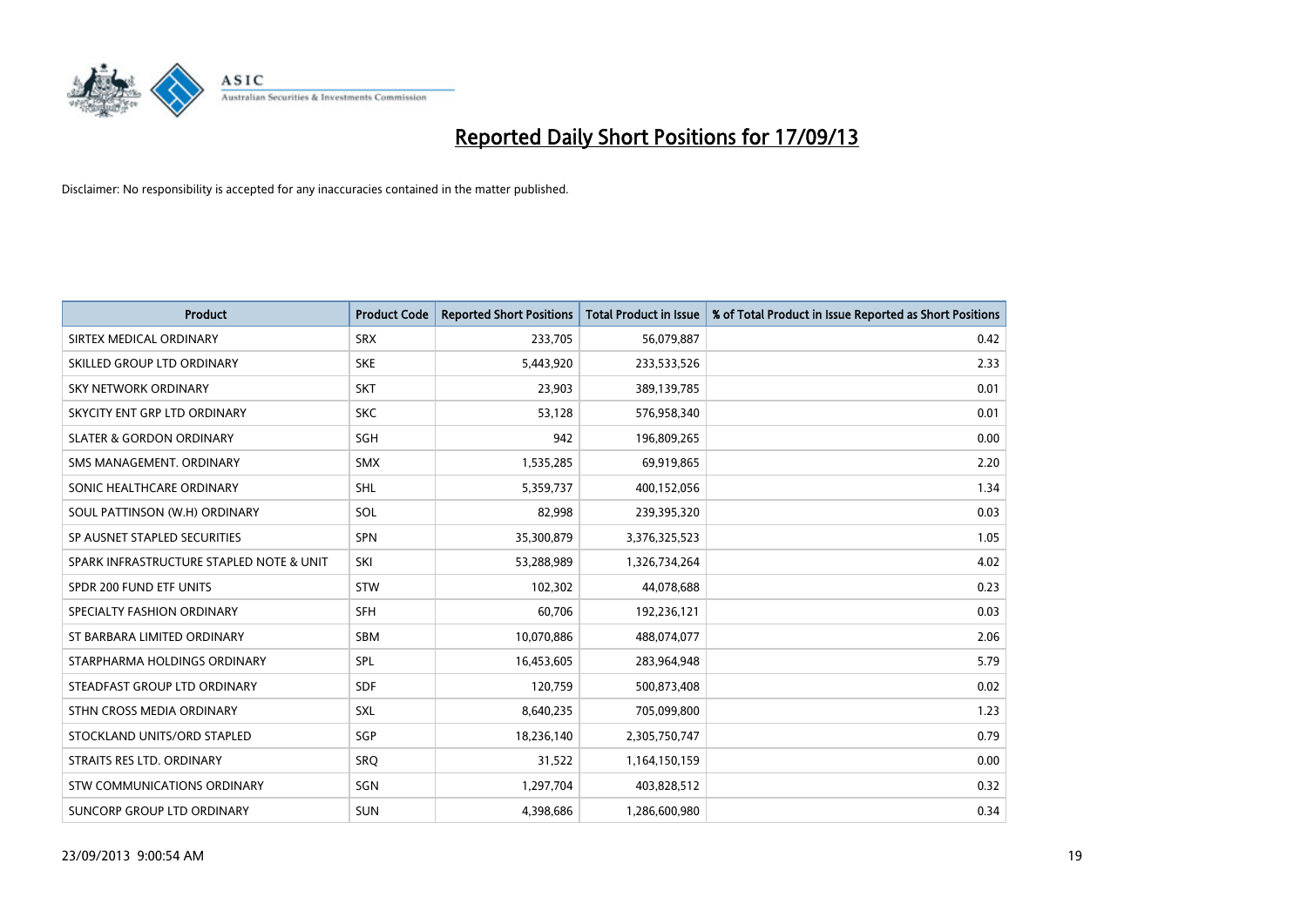# Reported Daily Short Positions for 17/09/13

Disclaimer: No responsibility is accepted for any inaccuracies contained in the matter published.

| Product | Product Code | Reported Short Positions | Total Product in Issue | % of Total Product in Issue Reported as Short Positions |
|---|---|---|---|---|
| SIRTEX MEDICAL ORDINARY | SRX | 233,705 | 56,079,887 | 0.42 |
| SKILLED GROUP LTD ORDINARY | SKE | 5,443,920 | 233,533,526 | 2.33 |
| SKY NETWORK ORDINARY | SKT | 23,903 | 389,139,785 | 0.01 |
| SKYCITY ENT GRP LTD ORDINARY | SKC | 53,128 | 576,958,340 | 0.01 |
| SLATER & GORDON ORDINARY | SGH | 942 | 196,809,265 | 0.00 |
| SMS MANAGEMENT. ORDINARY | SMX | 1,535,285 | 69,919,865 | 2.20 |
| SONIC HEALTHCARE ORDINARY | SHL | 5,359,737 | 400,152,056 | 1.34 |
| SOUL PATTINSON (W.H) ORDINARY | SOL | 82,998 | 239,395,320 | 0.03 |
| SP AUSNET STAPLED SECURITIES | SPN | 35,300,879 | 3,376,325,523 | 1.05 |
| SPARK INFRASTRUCTURE STAPLED NOTE & UNIT | SKI | 53,288,989 | 1,326,734,264 | 4.02 |
| SPDR 200 FUND ETF UNITS | STW | 102,302 | 44,078,688 | 0.23 |
| SPECIALTY FASHION ORDINARY | SFH | 60,706 | 192,236,121 | 0.03 |
| ST BARBARA LIMITED ORDINARY | SBM | 10,070,886 | 488,074,077 | 2.06 |
| STARPHARMA HOLDINGS ORDINARY | SPL | 16,453,605 | 283,964,948 | 5.79 |
| STEADFAST GROUP LTD ORDINARY | SDF | 120,759 | 500,873,408 | 0.02 |
| STHN CROSS MEDIA ORDINARY | SXL | 8,640,235 | 705,099,800 | 1.23 |
| STOCKLAND UNITS/ORD STAPLED | SGP | 18,236,140 | 2,305,750,747 | 0.79 |
| STRAITS RES LTD. ORDINARY | SRQ | 31,522 | 1,164,150,159 | 0.00 |
| STW COMMUNICATIONS ORDINARY | SGN | 1,297,704 | 403,828,512 | 0.32 |
| SUNCORP GROUP LTD ORDINARY | SUN | 4,398,686 | 1,286,600,980 | 0.34 |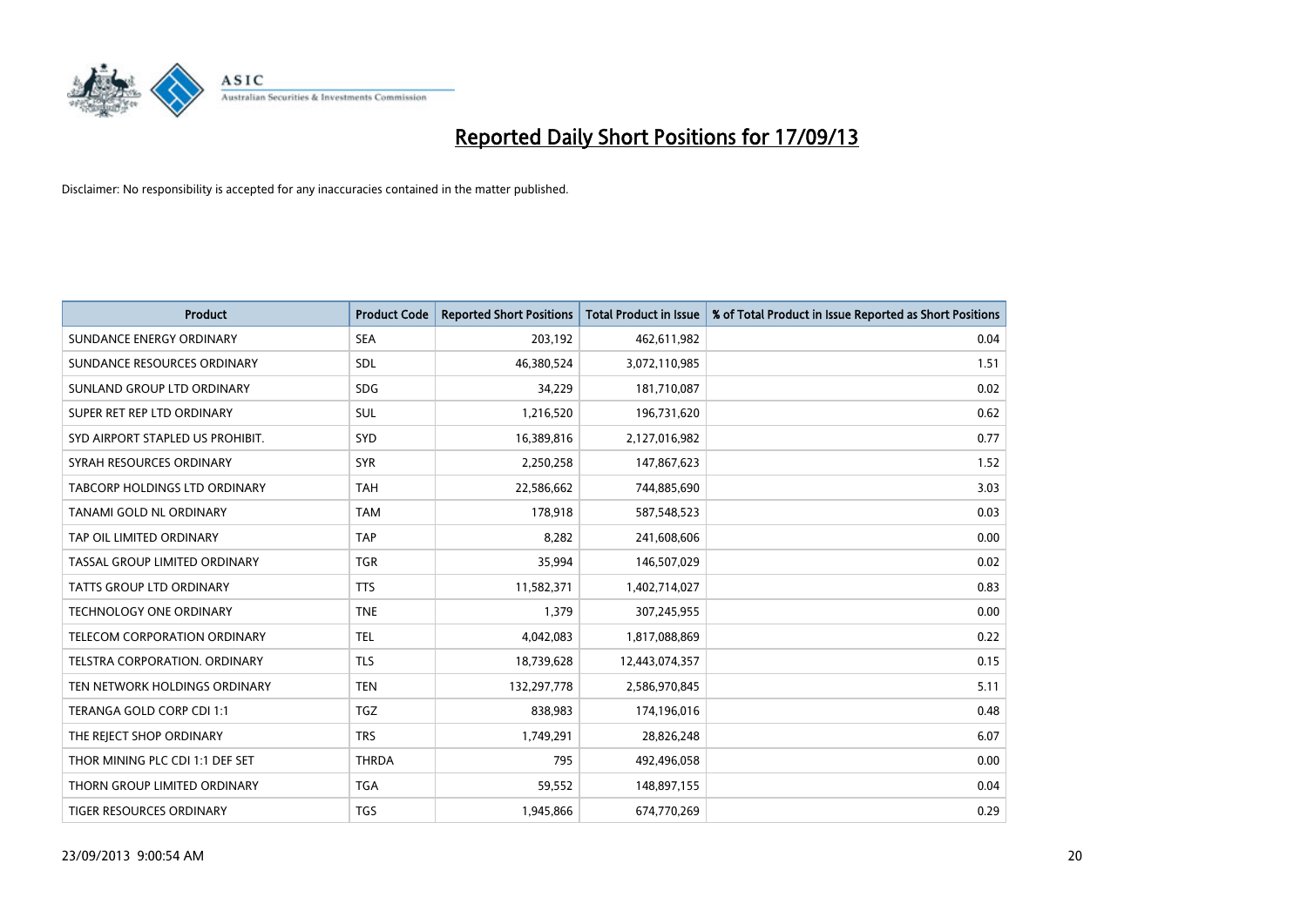# Reported Daily Short Positions for 17/09/13

Disclaimer: No responsibility is accepted for any inaccuracies contained in the matter published.

| Product | Product Code | Reported Short Positions | Total Product in Issue | % of Total Product in Issue Reported as Short Positions |
|---|---|---|---|---|
| SUNDANCE ENERGY ORDINARY | SEA | 203,192 | 462,611,982 | 0.04 |
| SUNDANCE RESOURCES ORDINARY | SDL | 46,380,524 | 3,072,110,985 | 1.51 |
| SUNLAND GROUP LTD ORDINARY | SDG | 34,229 | 181,710,087 | 0.02 |
| SUPER RET REP LTD ORDINARY | SUL | 1,216,520 | 196,731,620 | 0.62 |
| SYD AIRPORT STAPLED US PROHIBIT. | SYD | 16,389,816 | 2,127,016,982 | 0.77 |
| SYRAH RESOURCES ORDINARY | SYR | 2,250,258 | 147,867,623 | 1.52 |
| TABCORP HOLDINGS LTD ORDINARY | TAH | 22,586,662 | 744,885,690 | 3.03 |
| TANAMI GOLD NL ORDINARY | TAM | 178,918 | 587,548,523 | 0.03 |
| TAP OIL LIMITED ORDINARY | TAP | 8,282 | 241,608,606 | 0.00 |
| TASSAL GROUP LIMITED ORDINARY | TGR | 35,994 | 146,507,029 | 0.02 |
| TATTS GROUP LTD ORDINARY | TTS | 11,582,371 | 1,402,714,027 | 0.83 |
| TECHNOLOGY ONE ORDINARY | TNE | 1,379 | 307,245,955 | 0.00 |
| TELECOM CORPORATION ORDINARY | TEL | 4,042,083 | 1,817,088,869 | 0.22 |
| TELSTRA CORPORATION. ORDINARY | TLS | 18,739,628 | 12,443,074,357 | 0.15 |
| TEN NETWORK HOLDINGS ORDINARY | TEN | 132,297,778 | 2,586,970,845 | 5.11 |
| TERANGA GOLD CORP CDI 1:1 | TGZ | 838,983 | 174,196,016 | 0.48 |
| THE REJECT SHOP ORDINARY | TRS | 1,749,291 | 28,826,248 | 6.07 |
| THOR MINING PLC CDI 1:1 DEF SET | THRDA | 795 | 492,496,058 | 0.00 |
| THORN GROUP LIMITED ORDINARY | TGA | 59,552 | 148,897,155 | 0.04 |
| TIGER RESOURCES ORDINARY | TGS | 1,945,866 | 674,770,269 | 0.29 |

23/09/2013 9:00:54 AM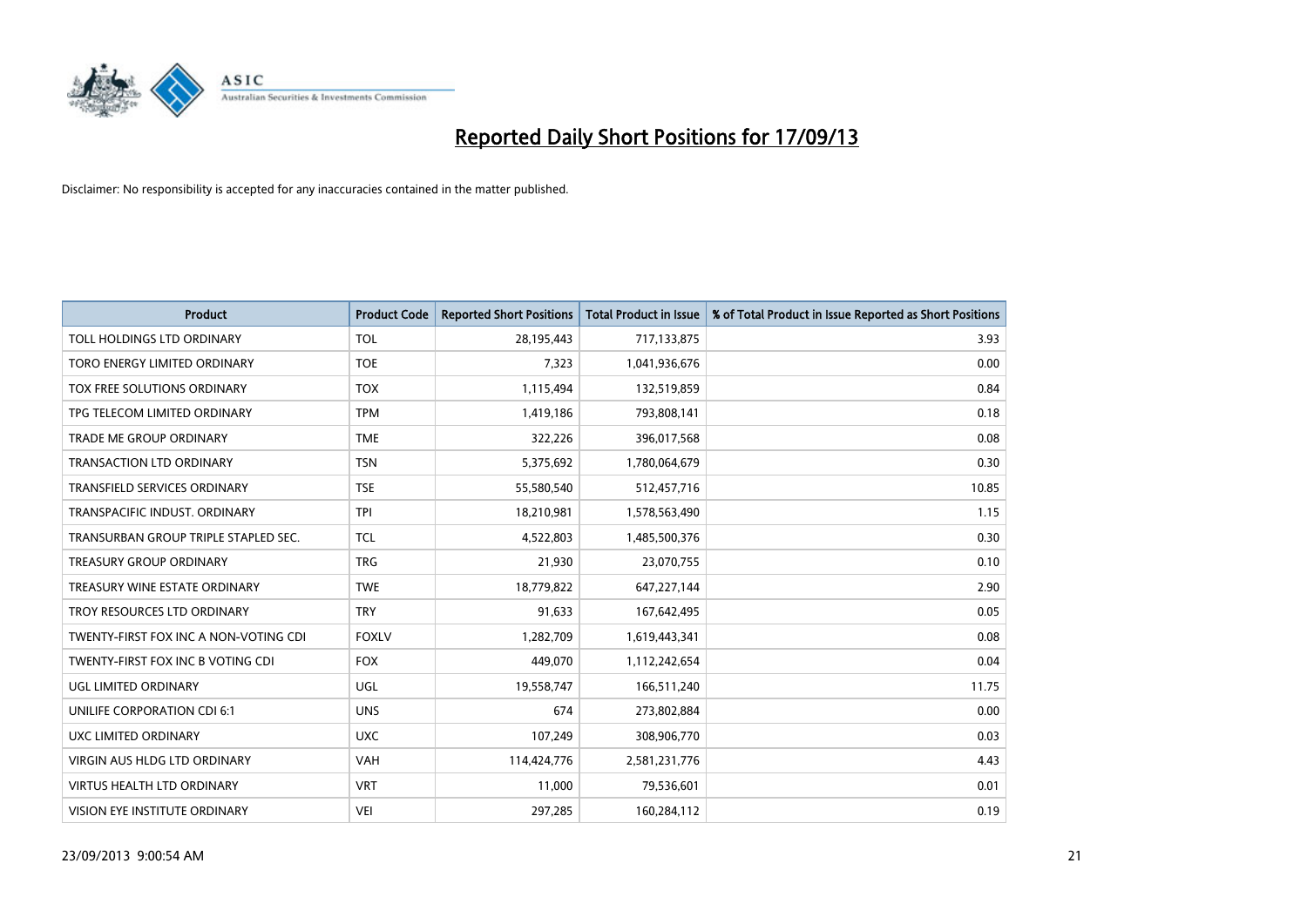# Reported Daily Short Positions for 17/09/13

Disclaimer: No responsibility is accepted for any inaccuracies contained in the matter published.

| Product | Product Code | Reported Short Positions | Total Product in Issue | % of Total Product in Issue Reported as Short Positions |
|---|---|---|---|---|
| TOLL HOLDINGS LTD ORDINARY | TOL | 28,195,443 | 717,133,875 | 3.93 |
| TORO ENERGY LIMITED ORDINARY | TOE | 7,323 | 1,041,936,676 | 0.00 |
| TOX FREE SOLUTIONS ORDINARY | TOX | 1,115,494 | 132,519,859 | 0.84 |
| TPG TELECOM LIMITED ORDINARY | TPM | 1,419,186 | 793,808,141 | 0.18 |
| TRADE ME GROUP ORDINARY | TME | 322,226 | 396,017,568 | 0.08 |
| TRANSACTION LTD ORDINARY | TSN | 5,375,692 | 1,780,064,679 | 0.30 |
| TRANSFIELD SERVICES ORDINARY | TSE | 55,580,540 | 512,457,716 | 10.85 |
| TRANSPACIFIC INDUST. ORDINARY | TPI | 18,210,981 | 1,578,563,490 | 1.15 |
| TRANSURBAN GROUP TRIPLE STAPLED SEC. | TCL | 4,522,803 | 1,485,500,376 | 0.30 |
| TREASURY GROUP ORDINARY | TRG | 21,930 | 23,070,755 | 0.10 |
| TREASURY WINE ESTATE ORDINARY | TWE | 18,779,822 | 647,227,144 | 2.90 |
| TROY RESOURCES LTD ORDINARY | TRY | 91,633 | 167,642,495 | 0.05 |
| TWENTY-FIRST FOX INC A NON-VOTING CDI | FOXLV | 1,282,709 | 1,619,443,341 | 0.08 |
| TWENTY-FIRST FOX INC B VOTING CDI | FOX | 449,070 | 1,112,242,654 | 0.04 |
| UGL LIMITED ORDINARY | UGL | 19,558,747 | 166,511,240 | 11.75 |
| UNILIFE CORPORATION CDI 6:1 | UNS | 674 | 273,802,884 | 0.00 |
| UXC LIMITED ORDINARY | UXC | 107,249 | 308,906,770 | 0.03 |
| VIRGIN AUS HLDG LTD ORDINARY | VAH | 114,424,776 | 2,581,231,776 | 4.43 |
| VIRTUS HEALTH LTD ORDINARY | VRT | 11,000 | 79,536,601 | 0.01 |
| VISION EYE INSTITUTE ORDINARY | VEI | 297,285 | 160,284,112 | 0.19 |

23/09/2013 9:00:54 AM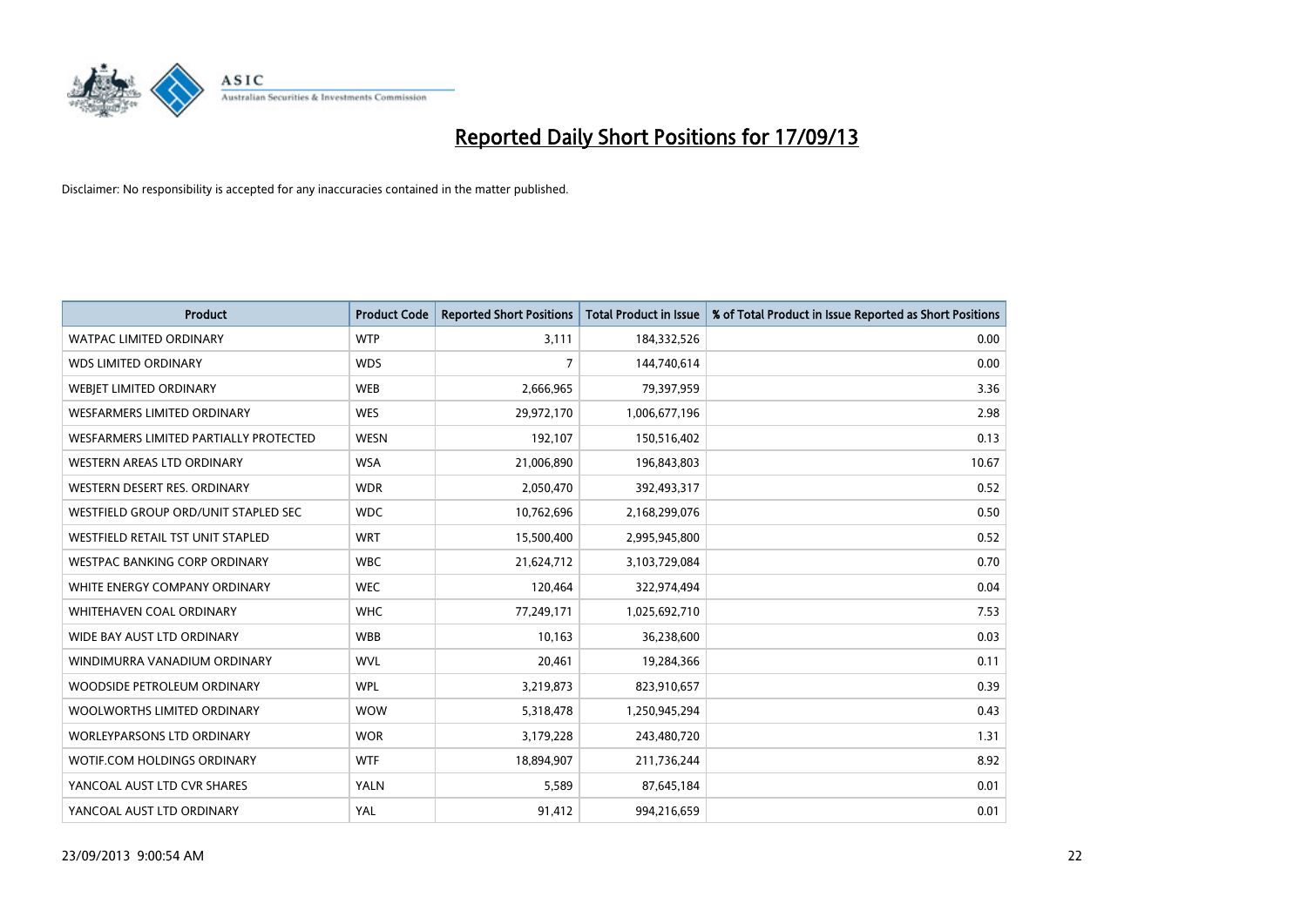# Reported Daily Short Positions for 17/09/13

Disclaimer: No responsibility is accepted for any inaccuracies contained in the matter published.

| Product | Product Code | Reported Short Positions | Total Product in Issue | % of Total Product in Issue Reported as Short Positions |
|---|---|---|---|---|
| WATPAC LIMITED ORDINARY | WTP | 3,111 | 184,332,526 | 0.00 |
| WDS LIMITED ORDINARY | WDS | 7 | 144,740,614 | 0.00 |
| WEBJET LIMITED ORDINARY | WEB | 2,666,965 | 79,397,959 | 3.36 |
| WESFARMERS LIMITED ORDINARY | WES | 29,972,170 | 1,006,677,196 | 2.98 |
| WESFARMERS LIMITED PARTIALLY PROTECTED | WESN | 192,107 | 150,516,402 | 0.13 |
| WESTERN AREAS LTD ORDINARY | WSA | 21,006,890 | 196,843,803 | 10.67 |
| WESTERN DESERT RES. ORDINARY | WDR | 2,050,470 | 392,493,317 | 0.52 |
| WESTFIELD GROUP ORD/UNIT STAPLED SEC | WDC | 10,762,696 | 2,168,299,076 | 0.50 |
| WESTFIELD RETAIL TST UNIT STAPLED | WRT | 15,500,400 | 2,995,945,800 | 0.52 |
| WESTPAC BANKING CORP ORDINARY | WBC | 21,624,712 | 3,103,729,084 | 0.70 |
| WHITE ENERGY COMPANY ORDINARY | WEC | 120,464 | 322,974,494 | 0.04 |
| WHITEHAVEN COAL ORDINARY | WHC | 77,249,171 | 1,025,692,710 | 7.53 |
| WIDE BAY AUST LTD ORDINARY | WBB | 10,163 | 36,238,600 | 0.03 |
| WINDIMURRA VANADIUM ORDINARY | WVL | 20,461 | 19,284,366 | 0.11 |
| WOODSIDE PETROLEUM ORDINARY | WPL | 3,219,873 | 823,910,657 | 0.39 |
| WOOLWORTHS LIMITED ORDINARY | WOW | 5,318,478 | 1,250,945,294 | 0.43 |
| WORLEYPARSONS LTD ORDINARY | WOR | 3,179,228 | 243,480,720 | 1.31 |
| WOTIF.COM HOLDINGS ORDINARY | WTF | 18,894,907 | 211,736,244 | 8.92 |
| YANCOAL AUST LTD CVR SHARES | YALN | 5,589 | 87,645,184 | 0.01 |
| YANCOAL AUST LTD ORDINARY | YAL | 91,412 | 994,216,659 | 0.01 |

23/09/2013 9:00:54 AM